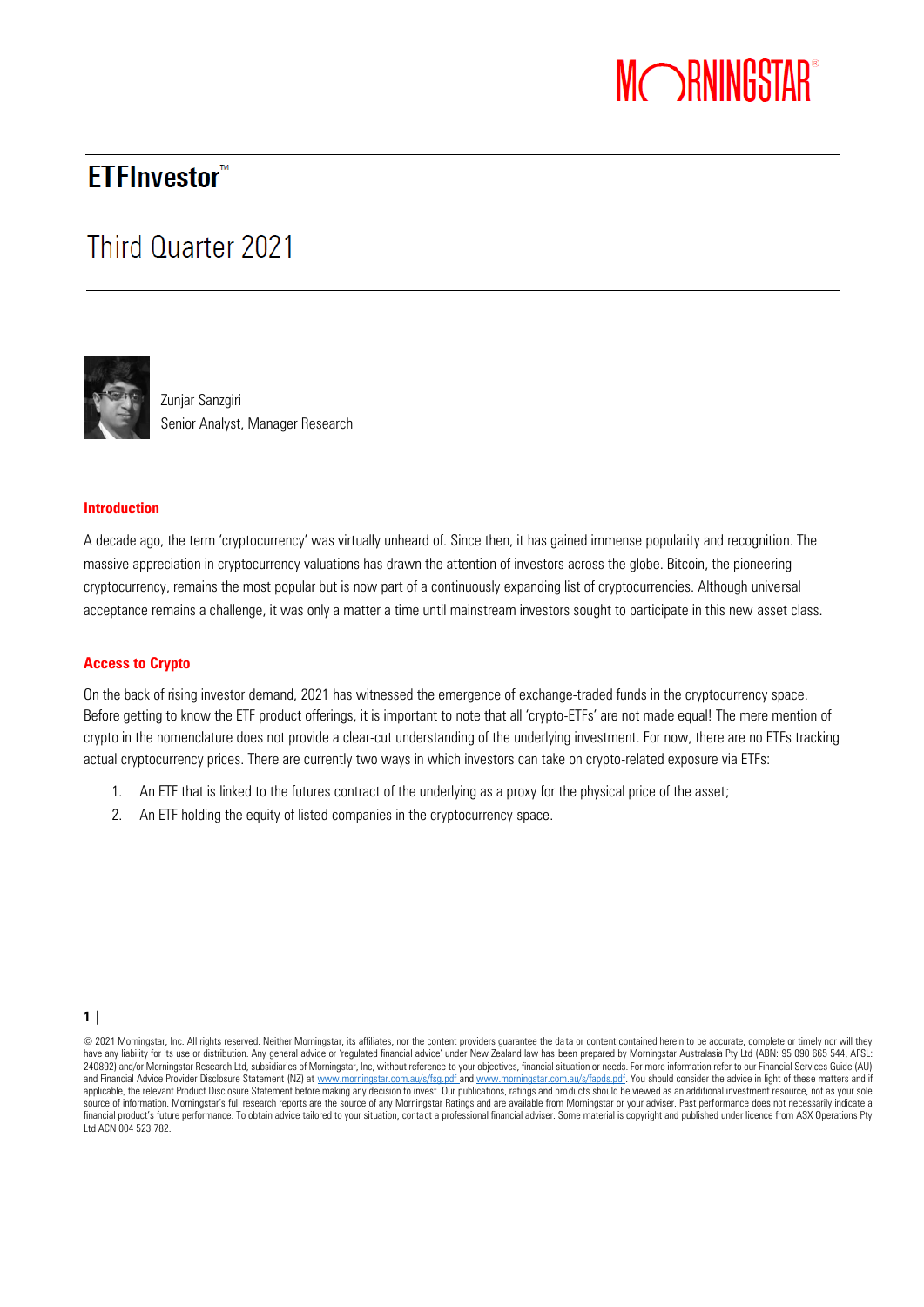# ETFInvestor™

## Third Quarter 2021

Zunjar Sanzgiri
Senior Analyst, Manager Research

### Introduction

A decade ago, the term 'cryptocurrency' was virtually unheard of. Since then, it has gained immense popularity and recognition. The massive appreciation in cryptocurrency valuations has drawn the attention of investors across the globe. Bitcoin, the pioneering cryptocurrency, remains the most popular but is now part of a continuously expanding list of cryptocurrencies. Although universal acceptance remains a challenge, it was only a matter a time until mainstream investors sought to participate in this new asset class.

### Access to Crypto

On the back of rising investor demand, 2021 has witnessed the emergence of exchange-traded funds in the cryptocurrency space. Before getting to know the ETF product offerings, it is important to note that all 'crypto-ETFs' are not made equal! The mere mention of crypto in the nomenclature does not provide a clear-cut understanding of the underlying investment. For now, there are no ETFs tracking actual cryptocurrency prices. There are currently two ways in which investors can take on crypto-related exposure via ETFs:

1. An ETF that is linked to the futures contract of the underlying as a proxy for the physical price of the asset;
2. An ETF holding the equity of listed companies in the cryptocurrency space.

© 2021 Morningstar, Inc. All rights reserved. Neither Morningstar, its affiliates, nor the content providers guarantee the data or content contained herein to be accurate, complete or timely nor will they have any liability for its use or distribution. Any general advice or 'regulated financial advice' under New Zealand law has been prepared by Morningstar Australasia Pty Ltd (ABN: 95 090 665 544, AFSL: 240892) and/or Morningstar Research Ltd, subsidiaries of Morningstar, Inc, without reference to your objectives, financial situation or needs. For more information refer to our Financial Services Guide (AU) and Financial Advice Provider Disclosure Statement (NZ) at www.morningstar.com.au/s/fsg.pdf and www.morningstar.com.au/s/fapds.pdf. You should consider the advice in light of these matters and if applicable, the relevant Product Disclosure Statement before making any decision to invest. Our publications, ratings and products should be viewed as an additional investment resource, not as your sole source of information. Morningstar's full research reports are the source of any Morningstar Ratings and are available from Morningstar or your adviser. Past performance does not necessarily indicate a financial product's future performance. To obtain advice tailored to your situation, contact a professional financial adviser. Some material is copyright and published under licence from ASX Operations Pty Ltd ACN 004 523 782.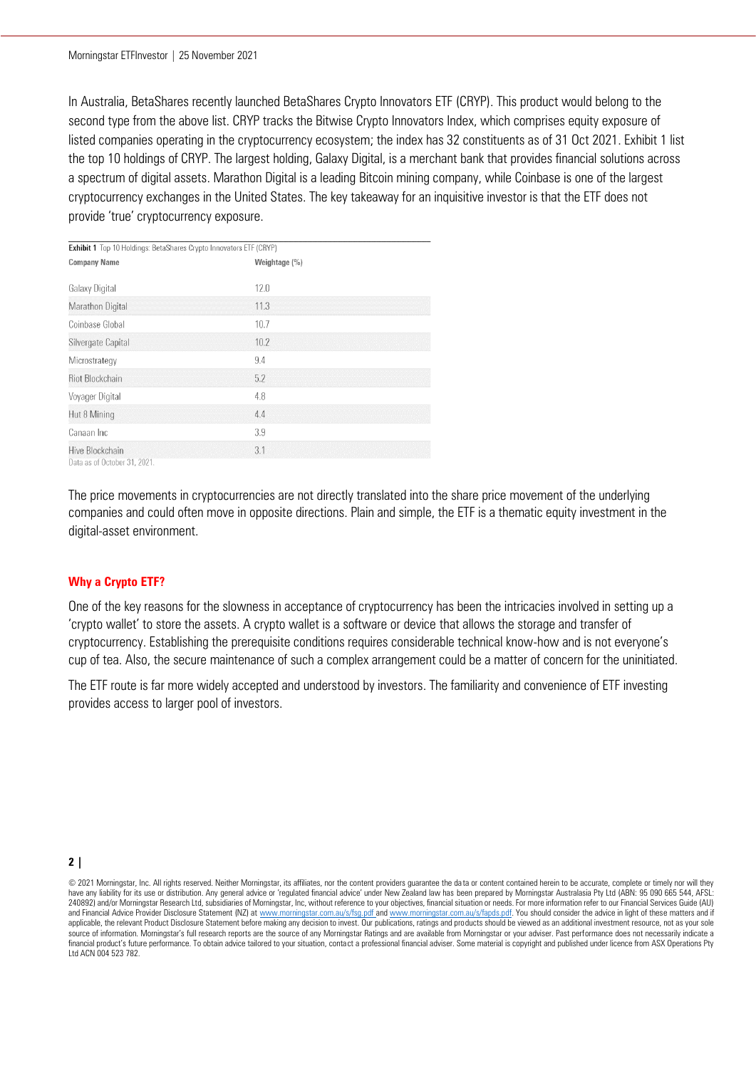In Australia, BetaShares recently launched BetaShares Crypto Innovators ETF (CRYP). This product would belong to the second type from the above list. CRYP tracks the Bitwise Crypto Innovators Index, which comprises equity exposure of listed companies operating in the cryptocurrency ecosystem; the index has 32 constituents as of 31 Oct 2021. Exhibit 1 list the top 10 holdings of CRYP. The largest holding, Galaxy Digital, is a merchant bank that provides financial solutions across a spectrum of digital assets. Marathon Digital is a leading Bitcoin mining company, while Coinbase is one of the largest cryptocurrency exchanges in the United States. The key takeaway for an inquisitive investor is that the ETF does not provide 'true' cryptocurrency exposure.

**Exhibit 1** Top 10 Holdings: BetaShares Crypto Innovators ETF (CRYP)

| Company Name | Weightage (%) |
|---|---|
| Galaxy Digital | 12.0 |
| Marathon Digital | 11.3 |
| Coinbase Global | 10.7 |
| Silvergate Capital | 10.2 |
| Microstrategy | 9.4 |
| Riot Blockchain | 5.2 |
| Voyager Digital | 4.8 |
| Hut 8 Mining | 4.4 |
| Canaan Inc | 3.9 |
| Hive Blockchain | 3.1 |

Data as of October 31, 2021.

The price movements in cryptocurrencies are not directly translated into the share price movement of the underlying companies and could often move in opposite directions. Plain and simple, the ETF is a thematic equity investment in the digital-asset environment.

## Why a Crypto ETF?

One of the key reasons for the slowness in acceptance of cryptocurrency has been the intricacies involved in setting up a 'crypto wallet' to store the assets. A crypto wallet is a software or device that allows the storage and transfer of cryptocurrency. Establishing the prerequisite conditions requires considerable technical know-how and is not everyone's cup of tea. Also, the secure maintenance of such a complex arrangement could be a matter of concern for the uninitiated.

The ETF route is far more widely accepted and understood by investors. The familiarity and convenience of ETF investing provides access to larger pool of investors.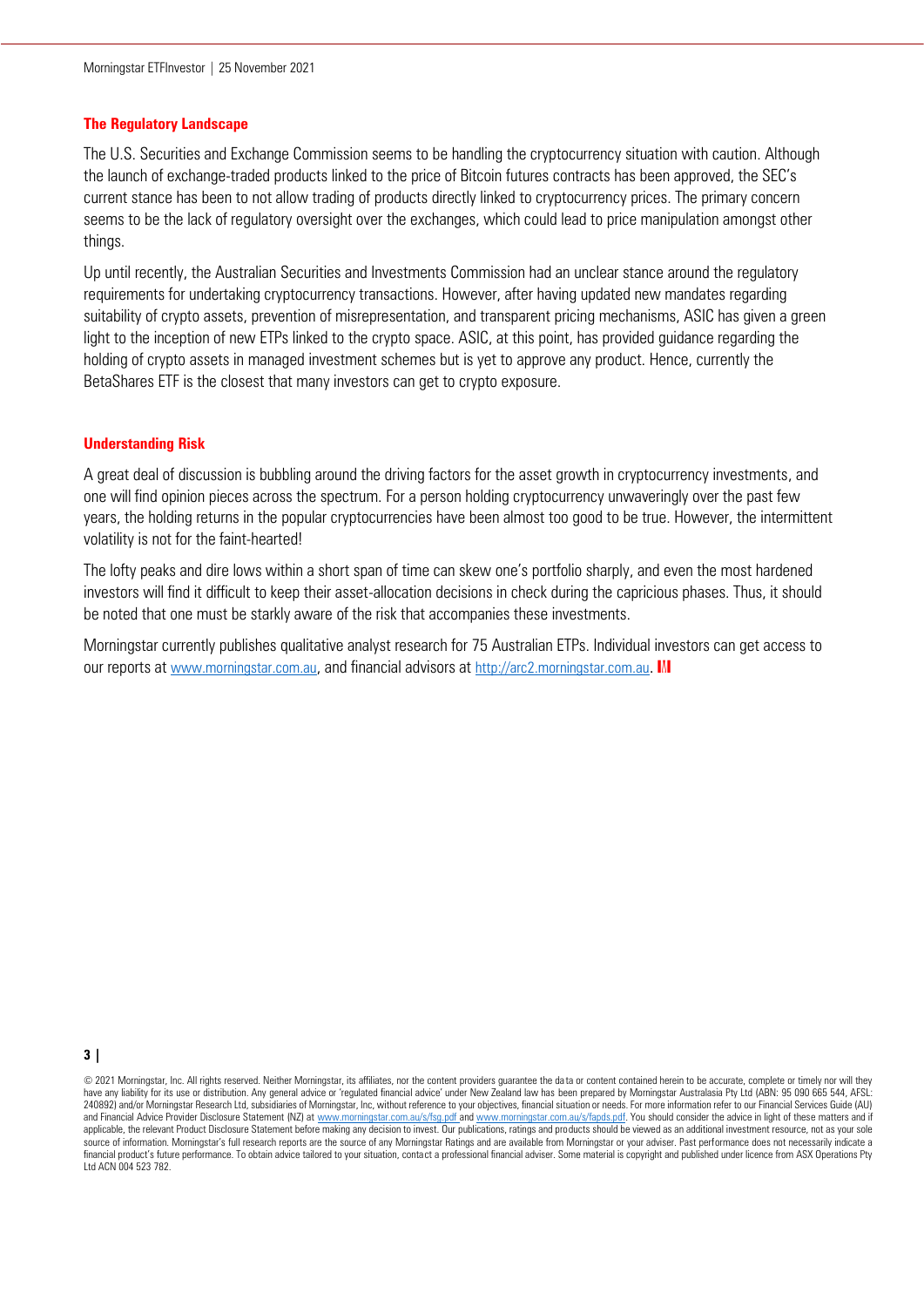### The Regulatory Landscape

The U.S. Securities and Exchange Commission seems to be handling the cryptocurrency situation with caution. Although the launch of exchange-traded products linked to the price of Bitcoin futures contracts has been approved, the SEC's current stance has been to not allow trading of products directly linked to cryptocurrency prices. The primary concern seems to be the lack of regulatory oversight over the exchanges, which could lead to price manipulation amongst other things.

Up until recently, the Australian Securities and Investments Commission had an unclear stance around the regulatory requirements for undertaking cryptocurrency transactions. However, after having updated new mandates regarding suitability of crypto assets, prevention of misrepresentation, and transparent pricing mechanisms, ASIC has given a green light to the inception of new ETPs linked to the crypto space. ASIC, at this point, has provided guidance regarding the holding of crypto assets in managed investment schemes but is yet to approve any product. Hence, currently the BetaShares ETF is the closest that many investors can get to crypto exposure.

### Understanding Risk

A great deal of discussion is bubbling around the driving factors for the asset growth in cryptocurrency investments, and one will find opinion pieces across the spectrum. For a person holding cryptocurrency unwaveringly over the past few years, the holding returns in the popular cryptocurrencies have been almost too good to be true. However, the intermittent volatility is not for the faint-hearted!

The lofty peaks and dire lows within a short span of time can skew one's portfolio sharply, and even the most hardened investors will find it difficult to keep their asset-allocation decisions in check during the capricious phases. Thus, it should be noted that one must be starkly aware of the risk that accompanies these investments.

Morningstar currently publishes qualitative analyst research for 75 Australian ETPs. Individual investors can get access to our reports at www.morningstar.com.au, and financial advisors at http://arc2.morningstar.com.au.

© 2021 Morningstar, Inc. All rights reserved. Neither Morningstar, its affiliates, nor the content providers guarantee the data or content contained herein to be accurate, complete or timely nor will they have any liability for its use or distribution. Any general advice or 'regulated financial advice' under New Zealand law has been prepared by Morningstar Australasia Pty Ltd (ABN: 95 090 665 544, AFSL: 240892) and/or Morningstar Research Ltd, subsidiaries of Morningstar, Inc, without reference to your objectives, financial situation or needs. For more information refer to our Financial Services Guide (AU) and Financial Advice Provider Disclosure Statement (NZ) at www.morningstar.com.au/s/fsg.pdf and www.morningstar.com.au/s/fapds.pdf. You should consider the advice in light of these matters and if applicable, the relevant Product Disclosure Statement before making any decision to invest. Our publications, ratings and products should be viewed as an additional investment resource, not as your sole source of information. Morningstar's full research reports are the source of any Morningstar Ratings and are available from Morningstar or your adviser. Past performance does not necessarily indicate a financial product's future performance. To obtain advice tailored to your situation, contact a professional financial adviser. Some material is copyright and published under licence from ASX Operations Pty Ltd ACN 004 523 782.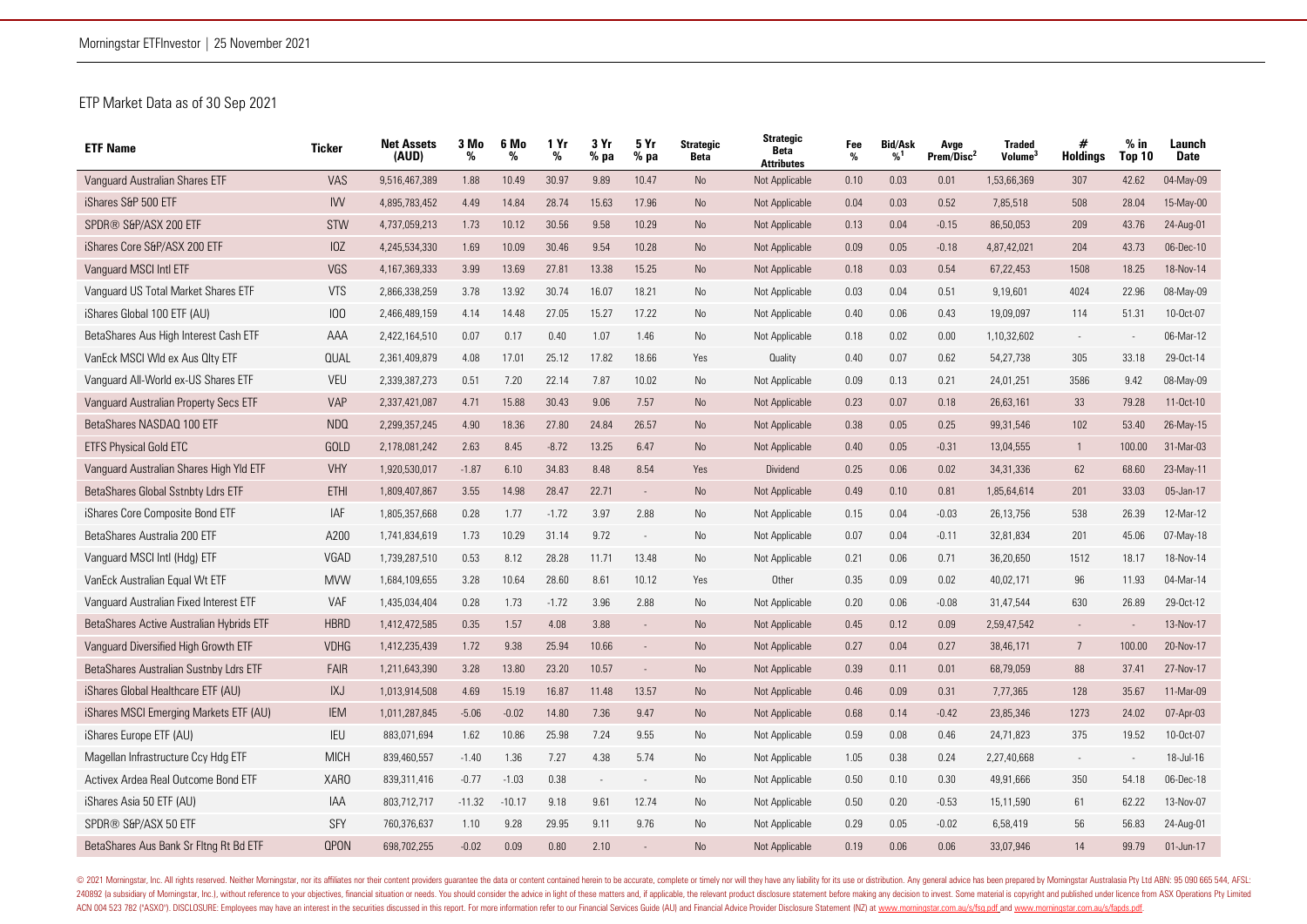## ETP Market Data as of 30 Sep 2021

| ETF Name | Ticker | Net Assets (AUD) | 3 Mo % | 6 Mo % | 1 Yr % | 3 Yr % pa | 5 Yr % pa | Strategic Beta | Strategic Beta Attributes | Fee % | Bid/Ask %[1] | Avge Prem/Disc[2] | Traded Volume[3] | # Holdings | % in Top 10 | Launch Date |
|---|---|---|---|---|---|---|---|---|---|---|---|---|---|---|---|---|
| Vanguard Australian Shares ETF | VAS | 9,516,467,389 | 1.88 | 10.49 | 30.97 | 9.89 | 10.47 | No | Not Applicable | 0.10 | 0.03 | 0.01 | 1,53,66,369 | 307 | 42.62 | 04-May-09 |
| iShares S&P 500 ETF | IVV | 4,895,783,452 | 4.49 | 14.84 | 28.74 | 15.63 | 17.96 | No | Not Applicable | 0.04 | 0.03 | 0.52 | 7,85,518 | 508 | 28.04 | 15-May-00 |
| SPDR® S&P/ASX 200 ETF | STW | 4,737,059,213 | 1.73 | 10.12 | 30.56 | 9.58 | 10.29 | No | Not Applicable | 0.13 | 0.04 | -0.15 | 86,50,053 | 209 | 43.76 | 24-Aug-01 |
| iShares Core S&P/ASX 200 ETF | IOZ | 4,245,534,330 | 1.69 | 10.09 | 30.46 | 9.54 | 10.28 | No | Not Applicable | 0.09 | 0.05 | -0.18 | 4,87,42,021 | 204 | 43.73 | 06-Dec-10 |
| Vanguard MSCI Intl ETF | VGS | 4,167,369,333 | 3.99 | 13.69 | 27.81 | 13.38 | 15.25 | No | Not Applicable | 0.18 | 0.03 | 0.54 | 67,22,453 | 1508 | 18.25 | 18-Nov-14 |
| Vanguard US Total Market Shares ETF | VTS | 2,866,338,259 | 3.78 | 13.92 | 30.74 | 16.07 | 18.21 | No | Not Applicable | 0.03 | 0.04 | 0.51 | 9,19,601 | 4024 | 22.96 | 08-May-09 |
| iShares Global 100 ETF (AU) | IOO | 2,466,489,159 | 4.14 | 14.48 | 27.05 | 15.27 | 17.22 | No | Not Applicable | 0.40 | 0.06 | 0.43 | 19,09,097 | 114 | 51.31 | 10-Oct-07 |
| BetaShares Aus High Interest Cash ETF | AAA | 2,422,164,510 | 0.07 | 0.17 | 0.40 | 1.07 | 1.46 | No | Not Applicable | 0.18 | 0.02 | 0.00 | 1,10,32,602 | - | - | 06-Mar-12 |
| VanEck MSCI Wld ex Aus Qlty ETF | QUAL | 2,361,409,879 | 4.08 | 17.01 | 25.12 | 17.82 | 18.66 | Yes | Quality | 0.40 | 0.07 | 0.62 | 54,27,738 | 305 | 33.18 | 29-Oct-14 |
| Vanguard All-World ex-US Shares ETF | VEU | 2,339,387,273 | 0.51 | 7.20 | 22.14 | 7.87 | 10.02 | No | Not Applicable | 0.09 | 0.13 | 0.21 | 24,01,251 | 3586 | 9.42 | 08-May-09 |
| Vanguard Australian Property Secs ETF | VAP | 2,337,421,087 | 4.71 | 15.88 | 30.43 | 9.06 | 7.57 | No | Not Applicable | 0.23 | 0.07 | 0.18 | 26,63,161 | 33 | 79.28 | 11-Oct-10 |
| BetaShares NASDAQ 100 ETF | NDQ | 2,299,357,245 | 4.90 | 18.36 | 27.80 | 24.84 | 26.57 | No | Not Applicable | 0.38 | 0.05 | 0.25 | 99,31,546 | 102 | 53.40 | 26-May-15 |
| ETFS Physical Gold ETC | GOLD | 2,178,081,242 | 2.63 | 8.45 | -8.72 | 13.25 | 6.47 | No | Not Applicable | 0.40 | 0.05 | -0.31 | 13,04,555 | 1 | 100.00 | 31-Mar-03 |
| Vanguard Australian Shares High Yld ETF | VHY | 1,920,530,017 | -1.87 | 6.10 | 34.83 | 8.48 | 8.54 | Yes | Dividend | 0.25 | 0.06 | 0.02 | 34,31,336 | 62 | 68.60 | 23-May-11 |
| BetaShares Global Sstnbty Ldrs ETF | ETHI | 1,809,407,867 | 3.55 | 14.98 | 28.47 | 22.71 | - | No | Not Applicable | 0.49 | 0.10 | 0.81 | 1,85,64,614 | 201 | 33.03 | 05-Jan-17 |
| iShares Core Composite Bond ETF | IAF | 1,805,357,668 | 0.28 | 1.77 | -1.72 | 3.97 | 2.88 | No | Not Applicable | 0.15 | 0.04 | -0.03 | 26,13,756 | 538 | 26.39 | 12-Mar-12 |
| BetaShares Australia 200 ETF | A200 | 1,741,834,619 | 1.73 | 10.29 | 31.14 | 9.72 | - | No | Not Applicable | 0.07 | 0.04 | -0.11 | 32,81,834 | 201 | 45.06 | 07-May-18 |
| Vanguard MSCI Intl (Hdg) ETF | VGAD | 1,739,287,510 | 0.53 | 8.12 | 28.28 | 11.71 | 13.48 | No | Not Applicable | 0.21 | 0.06 | 0.71 | 36,20,650 | 1512 | 18.17 | 18-Nov-14 |
| VanEck Australian Equal Wt ETF | MVW | 1,684,109,655 | 3.28 | 10.64 | 28.60 | 8.61 | 10.12 | Yes | Other | 0.35 | 0.09 | 0.02 | 40,02,171 | 96 | 11.93 | 04-Mar-14 |
| Vanguard Australian Fixed Interest ETF | VAF | 1,435,034,404 | 0.28 | 1.73 | -1.72 | 3.96 | 2.88 | No | Not Applicable | 0.20 | 0.06 | -0.08 | 31,47,544 | 630 | 26.89 | 29-Oct-12 |
| BetaShares Active Australian Hybrids ETF | HBRD | 1,412,472,585 | 0.35 | 1.57 | 4.08 | 3.88 | - | No | Not Applicable | 0.45 | 0.12 | 0.09 | 2,59,47,542 | - | - | 13-Nov-17 |
| Vanguard Diversified High Growth ETF | VDHG | 1,412,235,439 | 1.72 | 9.38 | 25.94 | 10.66 | - | No | Not Applicable | 0.27 | 0.04 | 0.27 | 38,46,171 | 7 | 100.00 | 20-Nov-17 |
| BetaShares Australian Sustnby Ldrs ETF | FAIR | 1,211,643,390 | 3.28 | 13.80 | 23.20 | 10.57 | - | No | Not Applicable | 0.39 | 0.11 | 0.01 | 68,79,059 | 88 | 37.41 | 27-Nov-17 |
| iShares Global Healthcare ETF (AU) | IXJ | 1,013,914,508 | 4.69 | 15.19 | 16.87 | 11.48 | 13.57 | No | Not Applicable | 0.46 | 0.09 | 0.31 | 7,77,365 | 128 | 35.67 | 11-Mar-09 |
| iShares MSCI Emerging Markets ETF (AU) | IEM | 1,011,287,845 | -5.06 | -0.02 | 14.80 | 7.36 | 9.47 | No | Not Applicable | 0.68 | 0.14 | -0.42 | 23,85,346 | 1273 | 24.02 | 07-Apr-03 |
| iShares Europe ETF (AU) | IEU | 883,071,694 | 1.62 | 10.86 | 25.98 | 7.24 | 9.55 | No | Not Applicable | 0.59 | 0.08 | 0.46 | 24,71,823 | 375 | 19.52 | 10-Oct-07 |
| Magellan Infrastructure Ccy Hdg ETF | MICH | 839,460,557 | -1.40 | 1.36 | 7.27 | 4.38 | 5.74 | No | Not Applicable | 1.05 | 0.38 | 0.24 | 2,27,40,668 | - | - | 18-Jul-16 |
| Activex Ardea Real Outcome Bond ETF | XARO | 839,311,416 | -0.77 | -1.03 | 0.38 | - | - | No | Not Applicable | 0.50 | 0.10 | 0.30 | 49,91,666 | 350 | 54.18 | 06-Dec-18 |
| iShares Asia 50 ETF (AU) | IAA | 803,712,717 | -11.32 | -10.17 | 9.18 | 9.61 | 12.74 | No | Not Applicable | 0.50 | 0.20 | -0.53 | 15,11,590 | 61 | 62.22 | 13-Nov-07 |
| SPDR® S&P/ASX 50 ETF | SFY | 760,376,637 | 1.10 | 9.28 | 29.95 | 9.11 | 9.76 | No | Not Applicable | 0.29 | 0.05 | -0.02 | 6,58,419 | 56 | 56.83 | 24-Aug-01 |
| BetaShares Aus Bank Sr Fltng Rt Bd ETF | QPON | 698,702,255 | -0.02 | 0.09 | 0.80 | 2.10 | - | No | Not Applicable | 0.19 | 0.06 | 0.06 | 33,07,946 | 14 | 99.79 | 01-Jun-17 |

© 2021 Morningstar, Inc. All rights reserved. Neither Morningstar, nor its affiliates nor their content providers guarantee the data or content contained herein to be accurate, complete or timely nor will they have any liability for its use or distribution. Any general advice has been prepared by Morningstar Australasia Pty Ltd ABN: 95 090 665 544, AFSL: 240892 (a subsidiary of Morningstar, Inc.), without reference to your objectives, financial situation or needs. You should consider the advice in light of these matters and, if applicable, the relevant product disclosure statement before making any decision to invest. Some material is copyright and published under licence from ASX Operations Pty Limited ACN 004 523 782 ("ASXO"). DISCLOSURE: Employees may have an interest in the securities discussed in this report. For more information refer to our Financial Services Guide (AU) and Financial Advice Provider Disclosure Statement (NZ) at www.morningstar.com.au/s/fsg.pdf and www.morningstar.com.au/s/fapds.pdf.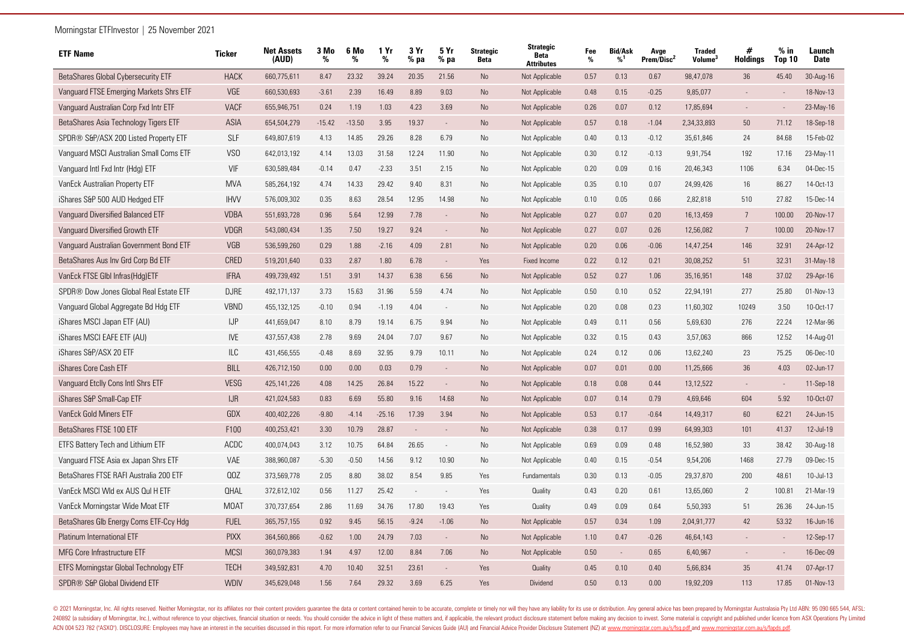| ETF Name | Ticker | Net Assets (AUD) | 3 Mo % | 6 Mo % | 1 Yr % | 3 Yr % pa | 5 Yr % pa | Strategic Beta | Strategic Beta Attributes | Fee % | Bid/Ask %[1] | Avge Prem/Disc[2] | Traded Volume[3] | # Holdings | % in Top 10 | Launch Date |
|---|---|---|---|---|---|---|---|---|---|---|---|---|---|---|---|---|
| BetaShares Global Cybersecurity ETF | HACK | 660,775,611 | 8.47 | 23.32 | 39.24 | 20.35 | 21.56 | No | Not Applicable | 0.57 | 0.13 | 0.67 | 98,47,078 | 36 | 45.40 | 30-Aug-16 |
| Vanguard FTSE Emerging Markets Shrs ETF | VGE | 660,530,693 | -3.61 | 2.39 | 16.49 | 8.89 | 9.03 | No | Not Applicable | 0.48 | 0.15 | -0.25 | 9,85,077 | - | - | 18-Nov-13 |
| Vanguard Australian Corp Fxd Intr ETF | VACF | 655,946,751 | 0.24 | 1.19 | 1.03 | 4.23 | 3.69 | No | Not Applicable | 0.26 | 0.07 | 0.12 | 17,85,694 | - | - | 23-May-16 |
| BetaShares Asia Technology Tigers ETF | ASIA | 654,504,279 | -15.42 | -13.50 | 3.95 | 19.37 | - | No | Not Applicable | 0.57 | 0.18 | -1.04 | 2,34,33,893 | 50 | 71.12 | 18-Sep-18 |
| SPDR® S&P/ASX 200 Listed Property ETF | SLF | 649,807,619 | 4.13 | 14.85 | 29.26 | 8.28 | 6.79 | No | Not Applicable | 0.40 | 0.13 | -0.12 | 35,61,846 | 24 | 84.68 | 15-Feb-02 |
| Vanguard MSCI Australian Small Coms ETF | VSO | 642,013,192 | 4.14 | 13.03 | 31.58 | 12.24 | 11.90 | No | Not Applicable | 0.30 | 0.12 | -0.13 | 9,91,754 | 192 | 17.16 | 23-May-11 |
| Vanguard Intl Fxd Intr (Hdg) ETF | VIF | 630,589,484 | -0.14 | 0.47 | -2.33 | 3.51 | 2.15 | No | Not Applicable | 0.20 | 0.09 | 0.16 | 20,46,343 | 1106 | 6.34 | 04-Dec-15 |
| VanEck Australian Property ETF | MVA | 585,264,192 | 4.74 | 14.33 | 29.42 | 9.40 | 8.31 | No | Not Applicable | 0.35 | 0.10 | 0.07 | 24,99,426 | 16 | 86.27 | 14-Oct-13 |
| iShares S&P 500 AUD Hedged ETF | IHVV | 576,009,302 | 0.35 | 8.63 | 28.54 | 12.95 | 14.98 | No | Not Applicable | 0.10 | 0.05 | 0.66 | 2,82,818 | 510 | 27.82 | 15-Dec-14 |
| Vanguard Diversified Balanced ETF | VDBA | 551,693,728 | 0.96 | 5.64 | 12.99 | 7.78 | - | No | Not Applicable | 0.27 | 0.07 | 0.20 | 16,13,459 | 7 | 100.00 | 20-Nov-17 |
| Vanguard Diversified Growth ETF | VDGR | 543,080,434 | 1.35 | 7.50 | 19.27 | 9.24 | - | No | Not Applicable | 0.27 | 0.07 | 0.26 | 12,56,082 | 7 | 100.00 | 20-Nov-17 |
| Vanguard Australian Government Bond ETF | VGB | 536,599,260 | 0.29 | 1.88 | -2.16 | 4.09 | 2.81 | No | Not Applicable | 0.20 | 0.06 | -0.06 | 14,47,254 | 146 | 32.91 | 24-Apr-12 |
| BetaShares Aus Inv Grd Corp Bd ETF | CRED | 519,201,640 | 0.33 | 2.87 | 1.80 | 6.78 | - | Yes | Fixed Income | 0.22 | 0.12 | 0.21 | 30,08,252 | 51 | 32.31 | 31-May-18 |
| VanEck FTSE Glbl Infras(Hdg)ETF | IFRA | 499,739,492 | 1.51 | 3.91 | 14.37 | 6.38 | 6.56 | No | Not Applicable | 0.52 | 0.27 | 1.06 | 35,16,951 | 148 | 37.02 | 29-Apr-16 |
| SPDR® Dow Jones Global Real Estate ETF | DJRE | 492,171,137 | 3.73 | 15.63 | 31.96 | 5.59 | 4.74 | No | Not Applicable | 0.50 | 0.10 | 0.52 | 22,94,191 | 277 | 25.80 | 01-Nov-13 |
| Vanguard Global Aggregate Bd Hdg ETF | VBND | 455,132,125 | -0.10 | 0.94 | -1.19 | 4.04 | - | No | Not Applicable | 0.20 | 0.08 | 0.23 | 11,60,302 | 10249 | 3.50 | 10-Oct-17 |
| iShares MSCI Japan ETF (AU) | IJP | 441,659,047 | 8.10 | 8.79 | 19.14 | 6.75 | 9.94 | No | Not Applicable | 0.49 | 0.11 | 0.56 | 5,69,630 | 276 | 22.24 | 12-Mar-96 |
| iShares MSCI EAFE ETF (AU) | IVE | 437,557,438 | 2.78 | 9.69 | 24.04 | 7.07 | 9.67 | No | Not Applicable | 0.32 | 0.15 | 0.43 | 3,57,063 | 866 | 12.52 | 14-Aug-01 |
| iShares S&P/ASX 20 ETF | ILC | 431,456,555 | -0.48 | 8.69 | 32.95 | 9.79 | 10.11 | No | Not Applicable | 0.24 | 0.12 | 0.06 | 13,62,240 | 23 | 75.25 | 06-Dec-10 |
| iShares Core Cash ETF | BILL | 426,712,150 | 0.00 | 0.00 | 0.03 | 0.79 | - | No | Not Applicable | 0.07 | 0.01 | 0.00 | 11,25,666 | 36 | 4.03 | 02-Jun-17 |
| Vanguard Etclly Cons Intl Shrs ETF | VESG | 425,141,226 | 4.08 | 14.25 | 26.84 | 15.22 | - | No | Not Applicable | 0.18 | 0.08 | 0.44 | 13,12,522 | - | - | 11-Sep-18 |
| iShares S&P Small-Cap ETF | IJR | 421,024,583 | 0.83 | 6.69 | 55.80 | 9.16 | 14.68 | No | Not Applicable | 0.07 | 0.14 | 0.79 | 4,69,646 | 604 | 5.92 | 10-Oct-07 |
| VanEck Gold Miners ETF | GDX | 400,402,226 | -9.80 | -4.14 | -25.16 | 17.39 | 3.94 | No | Not Applicable | 0.53 | 0.17 | -0.64 | 14,49,317 | 60 | 62.21 | 24-Jun-15 |
| BetaShares FTSE 100 ETF | F100 | 400,253,421 | 3.30 | 10.79 | 28.87 | - | - | No | Not Applicable | 0.38 | 0.17 | 0.99 | 64,99,303 | 101 | 41.37 | 12-Jul-19 |
| ETFS Battery Tech and Lithium ETF | ACDC | 400,074,043 | 3.12 | 10.75 | 64.84 | 26.65 | - | No | Not Applicable | 0.69 | 0.09 | 0.48 | 16,52,980 | 33 | 38.42 | 30-Aug-18 |
| Vanguard FTSE Asia ex Japan Shrs ETF | VAE | 388,960,087 | -5.30 | -0.50 | 14.56 | 9.12 | 10.90 | No | Not Applicable | 0.40 | 0.15 | -0.54 | 9,54,206 | 1468 | 27.79 | 09-Dec-15 |
| BetaShares FTSE RAFI Australia 200 ETF | QOZ | 373,569,778 | 2.05 | 8.80 | 38.02 | 8.54 | 9.85 | Yes | Fundamentals | 0.30 | 0.13 | -0.05 | 29,37,870 | 200 | 48.61 | 10-Jul-13 |
| VanEck MSCI Wld ex AUS Qul H ETF | QHAL | 372,612,102 | 0.56 | 11.27 | 25.42 | - | - | Yes | Quality | 0.43 | 0.20 | 0.61 | 13,65,060 | 2 | 100.81 | 21-Mar-19 |
| VanEck Morningstar Wide Moat ETF | MOAT | 370,737,654 | 2.86 | 11.69 | 34.76 | 17.80 | 19.43 | Yes | Quality | 0.49 | 0.09 | 0.64 | 5,50,393 | 51 | 26.36 | 24-Jun-15 |
| BetaShares Glb Energy Coms ETF-Ccy Hdg | FUEL | 365,757,155 | 0.92 | 9.45 | 56.15 | -9.24 | -1.06 | No | Not Applicable | 0.57 | 0.34 | 1.09 | 2,04,91,777 | 42 | 53.32 | 16-Jun-16 |
| Platinum International ETF | PIXX | 364,560,866 | -0.62 | 1.00 | 24.79 | 7.03 | - | No | Not Applicable | 1.10 | 0.47 | -0.26 | 46,64,143 | - | - | 12-Sep-17 |
| MFG Core Infrastructure ETF | MCSI | 360,079,383 | 1.94 | 4.97 | 12.00 | 8.84 | 7.06 | No | Not Applicable | 0.50 | - | 0.65 | 6,40,967 | - | - | 16-Dec-09 |
| ETFS Morningstar Global Technology ETF | TECH | 349,592,831 | 4.70 | 10.40 | 32.51 | 23.61 | - | Yes | Quality | 0.45 | 0.10 | 0.40 | 5,66,834 | 35 | 41.74 | 07-Apr-17 |
| SPDR® S&P Global Dividend ETF | WDIV | 345,629,048 | 1.56 | 7.64 | 29.32 | 3.69 | 6.25 | Yes | Dividend | 0.50 | 0.13 | 0.00 | 19,92,209 | 113 | 17.85 | 01-Nov-13 |

© 2021 Morningstar, Inc. All rights reserved. Neither Morningstar, nor its affiliates nor their content providers guarantee the data or content contained herein to be accurate, complete or timely nor will they have any liability for its use or distribution. Any general advice has been prepared by Morningstar Australasia Pty Ltd ABN: 95 090 665 544, AFSL: 240892 (a subsidiary of Morningstar, Inc.), without reference to your objectives, financial situation or needs. You should consider the advice in light of these matters and, if applicable, the relevant product disclosure statement before making any decision to invest. Some material is copyright and published under licence from ASX Operations Pty Limited ACN 004 523 782 ("ASXO"). DISCLOSURE: Employees may have an interest in the securities discussed in this report. For more information refer to our Financial Services Guide (AU) and Financial Advice Provider Disclosure Statement (NZ) at www.morningstar.com.au/s/fsg.pdf and www.morningstar.com.au/s/fapds.pdf.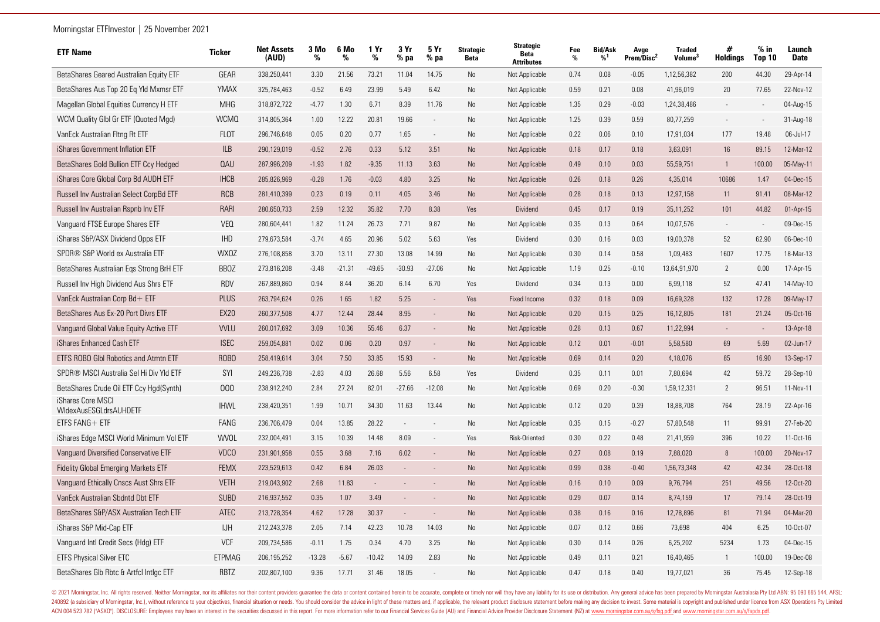| ETF Name | Ticker | Net Assets (AUD) | 3 Mo % | 6 Mo % | 1 Yr % | 3 Yr % pa | 5 Yr % pa | Strategic Beta | Strategic Beta Attributes | Fee % | Bid/Ask %[1] | Avge Prem/Disc[2] | Traded Volume[3] | # Holdings | % in Top 10 | Launch Date |
|---|---|---|---|---|---|---|---|---|---|---|---|---|---|---|---|---|
| BetaShares Geared Australian Equity ETF | GEAR | 338,250,441 | 3.30 | 21.56 | 73.21 | 11.04 | 14.75 | No | Not Applicable | 0.74 | 0.08 | -0.05 | 1,12,56,382 | 200 | 44.30 | 29-Apr-14 |
| BetaShares Aus Top 20 Eq Yld Mxmsr ETF | YMAX | 325,784,463 | -0.52 | 6.49 | 23.99 | 5.49 | 6.42 | No | Not Applicable | 0.59 | 0.21 | 0.08 | 41,96,019 | 20 | 77.65 | 22-Nov-12 |
| Magellan Global Equities Currency H ETF | MHG | 318,872,722 | -4.77 | 1.30 | 6.71 | 8.39 | 11.76 | No | Not Applicable | 1.35 | 0.29 | -0.03 | 1,24,38,486 | - | - | 04-Aug-15 |
| WCM Quality Glbl Gr ETF (Quoted Mgd) | WCMQ | 314,805,364 | 1.00 | 12.22 | 20.81 | 19.66 | - | No | Not Applicable | 1.25 | 0.39 | 0.59 | 80,77,259 | - | - | 31-Aug-18 |
| VanEck Australian Fltng Rt ETF | FLOT | 296,746,648 | 0.05 | 0.20 | 0.77 | 1.65 | - | No | Not Applicable | 0.22 | 0.06 | 0.10 | 17,91,034 | 177 | 19.48 | 06-Jul-17 |
| iShares Government Inflation ETF | ILB | 290,129,019 | -0.52 | 2.76 | 0.33 | 5.12 | 3.51 | No | Not Applicable | 0.18 | 0.17 | 0.18 | 3,63,091 | 16 | 89.15 | 12-Mar-12 |
| BetaShares Gold Bullion ETF Ccy Hedged | QAU | 287,996,209 | -1.93 | 1.82 | -9.35 | 11.13 | 3.63 | No | Not Applicable | 0.49 | 0.10 | 0.03 | 55,59,751 | 1 | 100.00 | 05-May-11 |
| iShares Core Global Corp Bd AUDH ETF | IHCB | 285,826,969 | -0.28 | 1.76 | -0.03 | 4.80 | 3.25 | No | Not Applicable | 0.26 | 0.18 | 0.26 | 4,35,014 | 10686 | 1.47 | 04-Dec-15 |
| Russell Inv Australian Select CorpBd ETF | RCB | 281,410,399 | 0.23 | 0.19 | 0.11 | 4.05 | 3.46 | No | Not Applicable | 0.28 | 0.18 | 0.13 | 12,97,158 | 11 | 91.41 | 08-Mar-12 |
| Russell Inv Australian Rspnb Inv ETF | RARI | 280,650,733 | 2.59 | 12.32 | 35.82 | 7.70 | 8.38 | Yes | Dividend | 0.45 | 0.17 | 0.19 | 35,11,252 | 101 | 44.82 | 01-Apr-15 |
| Vanguard FTSE Europe Shares ETF | VEQ | 280,604,441 | 1.82 | 11.24 | 26.73 | 7.71 | 9.87 | No | Not Applicable | 0.35 | 0.13 | 0.64 | 10,07,576 | - | - | 09-Dec-15 |
| iShares S&P/ASX Dividend Opps ETF | IHD | 279,673,584 | -3.74 | 4.65 | 20.96 | 5.02 | 5.63 | Yes | Dividend | 0.30 | 0.16 | 0.03 | 19,00,378 | 52 | 62.90 | 06-Dec-10 |
| SPDR® S&P World ex Australia ETF | WXOZ | 276,108,858 | 3.70 | 13.11 | 27.30 | 13.08 | 14.99 | No | Not Applicable | 0.30 | 0.14 | 0.58 | 1,09,483 | 1607 | 17.75 | 18-Mar-13 |
| BetaShares Australian Eqs Strong BrH ETF | BBOZ | 273,816,208 | -3.48 | -21.31 | -49.65 | -30.93 | -27.06 | No | Not Applicable | 1.19 | 0.25 | -0.10 | 13,64,91,970 | 2 | 0.00 | 17-Apr-15 |
| Russell Inv High Dividend Aus Shrs ETF | RDV | 267,889,860 | 0.94 | 8.44 | 36.20 | 6.14 | 6.70 | Yes | Dividend | 0.34 | 0.13 | 0.00 | 6,99,118 | 52 | 47.41 | 14-May-10 |
| VanEck Australian Corp Bd+ ETF | PLUS | 263,794,624 | 0.26 | 1.65 | 1.82 | 5.25 | - | Yes | Fixed Income | 0.32 | 0.18 | 0.09 | 16,69,328 | 132 | 17.28 | 09-May-17 |
| BetaShares Aus Ex-20 Port Divrs ETF | EX20 | 260,377,508 | 4.77 | 12.44 | 28.44 | 8.95 | - | No | Not Applicable | 0.20 | 0.15 | 0.25 | 16,12,805 | 181 | 21.24 | 05-Oct-16 |
| Vanguard Global Value Equity Active ETF | VVLU | 260,017,692 | 3.09 | 10.36 | 55.46 | 6.37 | - | No | Not Applicable | 0.28 | 0.13 | 0.67 | 11,22,994 | - | - | 13-Apr-18 |
| iShares Enhanced Cash ETF | ISEC | 259,054,881 | 0.02 | 0.06 | 0.20 | 0.97 | - | No | Not Applicable | 0.12 | 0.01 | -0.01 | 5,58,580 | 69 | 5.69 | 02-Jun-17 |
| ETFS ROBO Glbl Robotics and Atmtn ETF | ROBO | 258,419,614 | 3.04 | 7.50 | 33.85 | 15.93 | - | No | Not Applicable | 0.69 | 0.14 | 0.20 | 4,18,076 | 85 | 16.90 | 13-Sep-17 |
| SPDR® MSCI Australia Sel Hi Div Yld ETF | SYI | 249,236,738 | -2.83 | 4.03 | 26.68 | 5.56 | 6.58 | Yes | Dividend | 0.35 | 0.11 | 0.01 | 7,80,694 | 42 | 59.72 | 28-Sep-10 |
| BetaShares Crude Oil ETF Ccy Hgd(Synth) | OOO | 238,912,240 | 2.84 | 27.24 | 82.01 | -27.66 | -12.08 | No | Not Applicable | 0.69 | 0.20 | -0.30 | 1,59,12,331 | 2 | 96.51 | 11-Nov-11 |
| iShares Core MSCI WldexAusESGLdrsAUHDETF | IHWL | 238,420,351 | 1.99 | 10.71 | 34.30 | 11.63 | 13.44 | No | Not Applicable | 0.12 | 0.20 | 0.39 | 18,88,708 | 764 | 28.19 | 22-Apr-16 |
| ETFS FANG+ ETF | FANG | 236,706,479 | 0.04 | 13.85 | 28.22 | - | - | No | Not Applicable | 0.35 | 0.15 | -0.27 | 57,80,548 | 11 | 99.91 | 27-Feb-20 |
| iShares Edge MSCI World Minimum Vol ETF | WVOL | 232,004,491 | 3.15 | 10.39 | 14.48 | 8.09 | - | Yes | Risk-Oriented | 0.30 | 0.22 | 0.48 | 21,41,959 | 396 | 10.22 | 11-Oct-16 |
| Vanguard Diversified Conservative ETF | VDCO | 231,901,958 | 0.55 | 3.68 | 7.16 | 6.02 | - | No | Not Applicable | 0.27 | 0.08 | 0.19 | 7,88,020 | 8 | 100.00 | 20-Nov-17 |
| Fidelity Global Emerging Markets ETF | FEMX | 223,529,613 | 0.42 | 6.84 | 26.03 | - | - | No | Not Applicable | 0.99 | 0.38 | -0.40 | 1,56,73,348 | 42 | 42.34 | 28-Oct-18 |
| Vanguard Ethically Cnscs Aust Shrs ETF | VETH | 219,043,902 | 2.68 | 11.83 | - | - | - | No | Not Applicable | 0.16 | 0.10 | 0.09 | 9,76,794 | 251 | 49.56 | 12-Oct-20 |
| VanEck Australian Sbdntd Dbt ETF | SUBD | 216,937,552 | 0.35 | 1.07 | 3.49 | - | - | No | Not Applicable | 0.29 | 0.07 | 0.14 | 8,74,159 | 17 | 79.14 | 28-Oct-19 |
| BetaShares S&P/ASX Australian Tech ETF | ATEC | 213,728,354 | 4.62 | 17.28 | 30.37 | - | - | No | Not Applicable | 0.38 | 0.16 | 0.16 | 12,78,896 | 81 | 71.94 | 04-Mar-20 |
| iShares S&P Mid-Cap ETF | IJH | 212,243,378 | 2.05 | 7.14 | 42.23 | 10.78 | 14.03 | No | Not Applicable | 0.07 | 0.12 | 0.66 | 73,698 | 404 | 6.25 | 10-Oct-07 |
| Vanguard Intl Credit Secs (Hdg) ETF | VCF | 209,734,586 | -0.11 | 1.75 | 0.34 | 4.70 | 3.25 | No | Not Applicable | 0.30 | 0.14 | 0.26 | 6,25,202 | 5234 | 1.73 | 04-Dec-15 |
| ETFS Physical Silver ETC | ETPMAG | 206,195,252 | -13.28 | -5.67 | -10.42 | 14.09 | 2.83 | No | Not Applicable | 0.49 | 0.11 | 0.21 | 16,40,465 | 1 | 100.00 | 19-Dec-08 |
| BetaShares Glb Rbtc & Artfcl Intlgc ETF | RBTZ | 202,807,100 | 9.36 | 17.71 | 31.46 | 18.05 | - | No | Not Applicable | 0.47 | 0.18 | 0.40 | 19,77,021 | 36 | 75.45 | 12-Sep-18 |

© 2021 Morningstar, Inc. All rights reserved. Neither Morningstar, nor its affiliates nor their content providers guarantee the data or content contained herein to be accurate, complete or timely nor will they have any liability for its use or distribution. Any general advice has been prepared by Morningstar Australasia Pty Ltd ABN: 95 090 665 544, AFSL: 240892 (a subsidiary of Morningstar, Inc.), without reference to your objectives, financial situation or needs. You should consider the advice in light of these matters and, if applicable, the relevant product disclosure statement before making any decision to invest. Some material is copyright and published under licence from ASX Operations Pty Limited ACN 004 523 782 ("ASXO"). DISCLOSURE: Employees may have an interest in the securities discussed in this report. For more information refer to our Financial Services Guide (AU) and Financial Advice Provider Disclosure Statement (NZ) at www.morningstar.com.au/s/fsg.pdf and www.morningstar.com.au/s/fapds.pdf.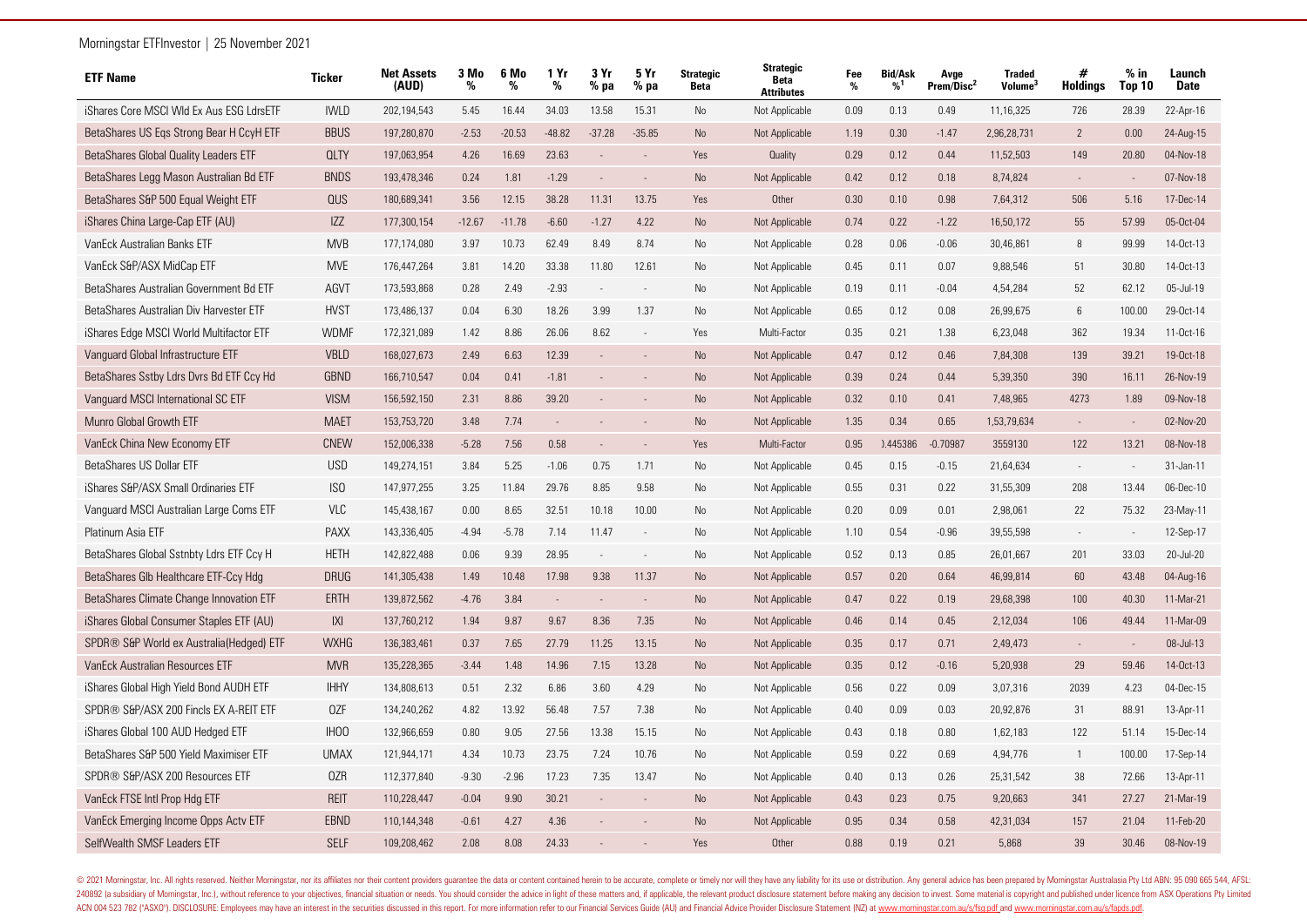| ETF Name | Ticker | Net Assets (AUD) | 3 Mo % | 6 Mo % | 1 Yr % | 3 Yr % pa | 5 Yr % pa | Strategic Beta | Strategic Beta Attributes | Fee % | Bid/Ask %[1] | Avge Prem/Disc[2] | Traded Volume[3] | # Holdings | % in Top 10 | Launch Date |
|---|---|---|---|---|---|---|---|---|---|---|---|---|---|---|---|---|
| iShares Core MSCI Wld Ex Aus ESG LdrsETF | IWLD | 202,194,543 | 5.45 | 16.44 | 34.03 | 13.58 | 15.31 | No | Not Applicable | 0.09 | 0.13 | 0.49 | 11,16,325 | 726 | 28.39 | 22-Apr-16 |
| BetaShares US Eqs Strong Bear H CcyH ETF | BBUS | 197,280,870 | -2.53 | -20.53 | -48.82 | -37.28 | -35.85 | No | Not Applicable | 1.19 | 0.30 | -1.47 | 2,96,28,731 | 2 | 0.00 | 24-Aug-15 |
| BetaShares Global Quality Leaders ETF | QLTY | 197,063,954 | 4.26 | 16.69 | 23.63 | - | - | Yes | Quality | 0.29 | 0.12 | 0.44 | 11,52,503 | 149 | 20.80 | 04-Nov-18 |
| BetaShares Legg Mason Australian Bd ETF | BNDS | 193,478,346 | 0.24 | 1.81 | -1.29 | - | - | No | Not Applicable | 0.42 | 0.12 | 0.18 | 8,74,824 | - | - | 07-Nov-18 |
| BetaShares S&P 500 Equal Weight ETF | QUS | 180,689,341 | 3.56 | 12.15 | 38.28 | 11.31 | 13.75 | Yes | Other | 0.30 | 0.10 | 0.98 | 7,64,312 | 506 | 5.16 | 17-Dec-14 |
| iShares China Large-Cap ETF (AU) | IZZ | 177,300,154 | -12.67 | -11.78 | -6.60 | -1.27 | 4.22 | No | Not Applicable | 0.74 | 0.22 | -1.22 | 16,50,172 | 55 | 57.99 | 05-Oct-04 |
| VanEck Australian Banks ETF | MVB | 177,174,080 | 3.97 | 10.73 | 62.49 | 8.49 | 8.74 | No | Not Applicable | 0.28 | 0.06 | -0.06 | 30,46,861 | 8 | 99.99 | 14-Oct-13 |
| VanEck S&P/ASX MidCap ETF | MVE | 176,447,264 | 3.81 | 14.20 | 33.38 | 11.80 | 12.61 | No | Not Applicable | 0.45 | 0.11 | 0.07 | 9,88,546 | 51 | 30.80 | 14-Oct-13 |
| BetaShares Australian Government Bd ETF | AGVT | 173,593,868 | 0.28 | 2.49 | -2.93 | - | - | No | Not Applicable | 0.19 | 0.11 | -0.04 | 4,54,284 | 52 | 62.12 | 05-Jul-19 |
| BetaShares Australian Div Harvester ETF | HVST | 173,486,137 | 0.04 | 6.30 | 18.26 | 3.99 | 1.37 | No | Not Applicable | 0.65 | 0.12 | 0.08 | 26,99,675 | 6 | 100.00 | 29-Oct-14 |
| iShares Edge MSCI World Multifactor ETF | WDMF | 172,321,089 | 1.42 | 8.86 | 26.06 | 8.62 | - | Yes | Multi-Factor | 0.35 | 0.21 | 1.38 | 6,23,048 | 362 | 19.34 | 11-Oct-16 |
| Vanguard Global Infrastructure ETF | VBLD | 168,027,673 | 2.49 | 6.63 | 12.39 | - | - | No | Not Applicable | 0.47 | 0.12 | 0.46 | 7,84,308 | 139 | 39.21 | 19-Oct-18 |
| BetaShares Sstby Ldrs Dvrs Bd ETF Ccy Hd | GBND | 166,710,547 | 0.04 | 0.41 | -1.81 | - | - | No | Not Applicable | 0.39 | 0.24 | 0.44 | 5,39,350 | 390 | 16.11 | 26-Nov-19 |
| Vanguard MSCI International SC ETF | VISM | 156,592,150 | 2.31 | 8.86 | 39.20 | - | - | No | Not Applicable | 0.32 | 0.10 | 0.41 | 7,48,965 | 4273 | 1.89 | 09-Nov-18 |
| Munro Global Growth ETF | MAET | 153,753,720 | 3.48 | 7.74 | - | - | - | No | Not Applicable | 1.35 | 0.34 | 0.65 | 1,53,79,634 | - | - | 02-Nov-20 |
| VanEck China New Economy ETF | CNEW | 152,006,338 | -5.28 | 7.56 | 0.58 | - | - | Yes | Multi-Factor | 0.95 | ).445386 | -0.70987 | 3559130 | 122 | 13.21 | 08-Nov-18 |
| BetaShares US Dollar ETF | USD | 149,274,151 | 3.84 | 5.25 | -1.06 | 0.75 | 1.71 | No | Not Applicable | 0.45 | 0.15 | -0.15 | 21,64,634 | - | - | 31-Jan-11 |
| iShares S&P/ASX Small Ordinaries ETF | ISO | 147,977,255 | 3.25 | 11.84 | 29.76 | 8.85 | 9.58 | No | Not Applicable | 0.55 | 0.31 | 0.22 | 31,55,309 | 208 | 13.44 | 06-Dec-10 |
| Vanguard MSCI Australian Large Coms ETF | VLC | 145,438,167 | 0.00 | 8.65 | 32.51 | 10.18 | 10.00 | No | Not Applicable | 0.20 | 0.09 | 0.01 | 2,98,061 | 22 | 75.32 | 23-May-11 |
| Platinum Asia ETF | PAXX | 143,336,405 | -4.94 | -5.78 | 7.14 | 11.47 | - | No | Not Applicable | 1.10 | 0.54 | -0.96 | 39,55,598 | - | - | 12-Sep-17 |
| BetaShares Global Sstnbty Ldrs ETF Ccy H | HETH | 142,822,488 | 0.06 | 9.39 | 28.95 | - | - | No | Not Applicable | 0.52 | 0.13 | 0.85 | 26,01,667 | 201 | 33.03 | 20-Jul-20 |
| BetaShares Glb Healthcare ETF-Ccy Hdg | DRUG | 141,305,438 | 1.49 | 10.48 | 17.98 | 9.38 | 11.37 | No | Not Applicable | 0.57 | 0.20 | 0.64 | 46,99,814 | 60 | 43.48 | 04-Aug-16 |
| BetaShares Climate Change Innovation ETF | ERTH | 139,872,562 | -4.76 | 3.84 | - | - | - | No | Not Applicable | 0.47 | 0.22 | 0.19 | 29,68,398 | 100 | 40.30 | 11-Mar-21 |
| iShares Global Consumer Staples ETF (AU) | IXI | 137,760,212 | 1.94 | 9.87 | 9.67 | 8.36 | 7.35 | No | Not Applicable | 0.46 | 0.14 | 0.45 | 2,12,034 | 106 | 49.44 | 11-Mar-09 |
| SPDR® S&P World ex Australia(Hedged) ETF | WXHG | 136,383,461 | 0.37 | 7.65 | 27.79 | 11.25 | 13.15 | No | Not Applicable | 0.35 | 0.17 | 0.71 | 2,49,473 | - | - | 08-Jul-13 |
| VanEck Australian Resources ETF | MVR | 135,228,365 | -3.44 | 1.48 | 14.96 | 7.15 | 13.28 | No | Not Applicable | 0.35 | 0.12 | -0.16 | 5,20,938 | 29 | 59.46 | 14-Oct-13 |
| iShares Global High Yield Bond AUDH ETF | IHHY | 134,808,613 | 0.51 | 2.32 | 6.86 | 3.60 | 4.29 | No | Not Applicable | 0.56 | 0.22 | 0.09 | 3,07,316 | 2039 | 4.23 | 04-Dec-15 |
| SPDR® S&P/ASX 200 Fincls EX A-REIT ETF | OZF | 134,240,262 | 4.82 | 13.92 | 56.48 | 7.57 | 7.38 | No | Not Applicable | 0.40 | 0.09 | 0.03 | 20,92,876 | 31 | 88.91 | 13-Apr-11 |
| iShares Global 100 AUD Hedged ETF | IHOO | 132,966,659 | 0.80 | 9.05 | 27.56 | 13.38 | 15.15 | No | Not Applicable | 0.43 | 0.18 | 0.80 | 1,62,183 | 122 | 51.14 | 15-Dec-14 |
| BetaShares S&P 500 Yield Maximiser ETF | UMAX | 121,944,171 | 4.34 | 10.73 | 23.75 | 7.24 | 10.76 | No | Not Applicable | 0.59 | 0.22 | 0.69 | 4,94,776 | 1 | 100.00 | 17-Sep-14 |
| SPDR® S&P/ASX 200 Resources ETF | OZR | 112,377,840 | -9.30 | -2.96 | 17.23 | 7.35 | 13.47 | No | Not Applicable | 0.40 | 0.13 | 0.26 | 25,31,542 | 38 | 72.66 | 13-Apr-11 |
| VanEck FTSE Intl Prop Hdg ETF | REIT | 110,228,447 | -0.04 | 9.90 | 30.21 | - | - | No | Not Applicable | 0.43 | 0.23 | 0.75 | 9,20,663 | 341 | 27.27 | 21-Mar-19 |
| VanEck Emerging Income Opps Actv ETF | EBND | 110,144,348 | -0.61 | 4.27 | 4.36 | - | - | No | Not Applicable | 0.95 | 0.34 | 0.58 | 42,31,034 | 157 | 21.04 | 11-Feb-20 |
| SelfWealth SMSF Leaders ETF | SELF | 109,208,462 | 2.08 | 8.08 | 24.33 | - | - | Yes | Other | 0.88 | 0.19 | 0.21 | 5,868 | 39 | 30.46 | 08-Nov-19 |

© 2021 Morningstar, Inc. All rights reserved. Neither Morningstar, nor its affiliates nor their content providers guarantee the data or content contained herein to be accurate, complete or timely nor will they have any liability for its use or distribution. Any general advice has been prepared by Morningstar Australasia Pty Ltd ABN: 95 090 665 544, AFSL: 240892 (a subsidiary of Morningstar, Inc.), without reference to your objectives, financial situation or needs. You should consider the advice in light of these matters and, if applicable, the relevant product disclosure statement before making any decision to invest. Some material is copyright and published under licence from ASX Operations Pty Limited ACN 004 523 782 ("ASXO"). DISCLOSURE: Employees may have an interest in the securities discussed in this report. For more information refer to our Financial Services Guide (AU) and Financial Advice Provider Disclosure Statement (NZ) at www.morningstar.com.au/s/fsg.pdf and www.morningstar.com.au/s/fapds.pdf.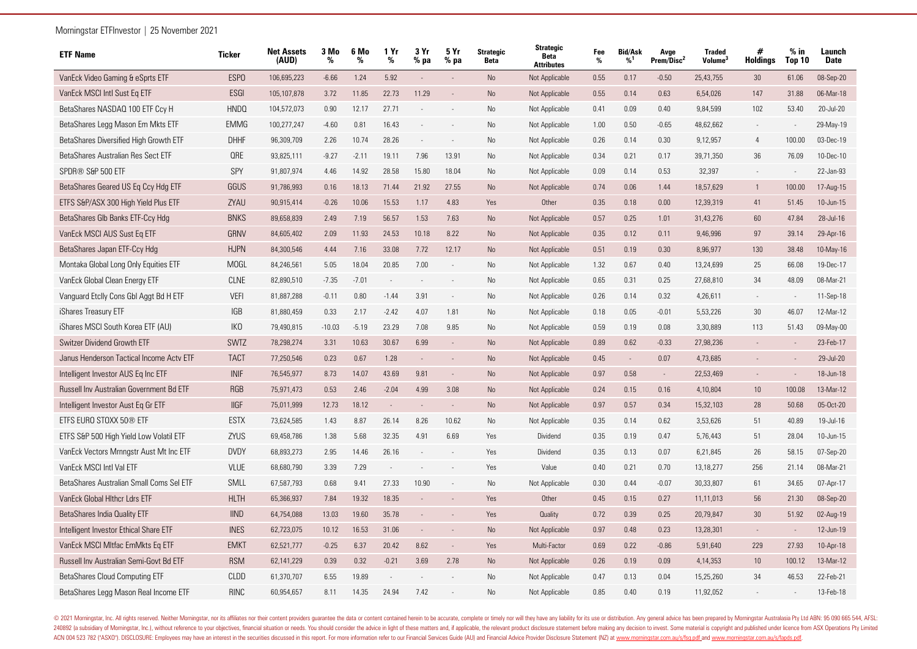| ETF Name | Ticker | Net Assets (AUD) | 3 Mo % | 6 Mo % | 1 Yr % | 3 Yr % pa | 5 Yr % pa | Strategic Beta | Strategic Beta Attributes | Fee % | Bid/Ask %[1] | Avge Prem/Disc[2] | Traded Volume[3] | # Holdings | % in Top 10 | Launch Date |
|---|---|---|---|---|---|---|---|---|---|---|---|---|---|---|---|---|
| VanEck Video Gaming & eSprts ETF | ESPO | 106,695,223 | -6.66 | 1.24 | 5.92 | - | - | No | Not Applicable | 0.55 | 0.17 | -0.50 | 25,43,755 | 30 | 61.06 | 08-Sep-20 |
| VanEck MSCI Intl Sust Eq ETF | ESGI | 105,107,878 | 3.72 | 11.85 | 22.73 | 11.29 | - | No | Not Applicable | 0.55 | 0.14 | 0.63 | 6,54,026 | 147 | 31.88 | 06-Mar-18 |
| BetaShares NASDAQ 100 ETF Ccy H | HNDQ | 104,572,073 | 0.90 | 12.17 | 27.71 | - | - | No | Not Applicable | 0.41 | 0.09 | 0.40 | 9,84,599 | 102 | 53.40 | 20-Jul-20 |
| BetaShares Legg Mason Em Mkts ETF | EMMG | 100,277,247 | -4.60 | 0.81 | 16.43 | - | - | No | Not Applicable | 1.00 | 0.50 | -0.65 | 48,62,662 | - | - | 29-May-19 |
| BetaShares Diversified High Growth ETF | DHHF | 96,309,709 | 2.26 | 10.74 | 28.26 | - | - | No | Not Applicable | 0.26 | 0.14 | 0.30 | 9,12,957 | 4 | 100.00 | 03-Dec-19 |
| BetaShares Australian Res Sect ETF | QRE | 93,825,111 | -9.27 | -2.11 | 19.11 | 7.96 | 13.91 | No | Not Applicable | 0.34 | 0.21 | 0.17 | 39,71,350 | 36 | 76.09 | 10-Dec-10 |
| SPDR® S&P 500 ETF | SPY | 91,807,974 | 4.46 | 14.92 | 28.58 | 15.80 | 18.04 | No | Not Applicable | 0.09 | 0.14 | 0.53 | 32,397 | - | - | 22-Jan-93 |
| BetaShares Geared US Eq Ccy Hdg ETF | GGUS | 91,786,993 | 0.16 | 18.13 | 71.44 | 21.92 | 27.55 | No | Not Applicable | 0.74 | 0.06 | 1.44 | 18,57,629 | 1 | 100.00 | 17-Aug-15 |
| ETFS S&P/ASX 300 High Yield Plus ETF | ZYAU | 90,915,414 | -0.26 | 10.06 | 15.53 | 1.17 | 4.83 | Yes | Other | 0.35 | 0.18 | 0.00 | 12,39,319 | 41 | 51.45 | 10-Jun-15 |
| BetaShares Glb Banks ETF-Ccy Hdg | BNKS | 89,658,839 | 2.49 | 7.19 | 56.57 | 1.53 | 7.63 | No | Not Applicable | 0.57 | 0.25 | 1.01 | 31,43,276 | 60 | 47.84 | 28-Jul-16 |
| VanEck MSCI AUS Sust Eq ETF | GRNV | 84,605,402 | 2.09 | 11.93 | 24.53 | 10.18 | 8.22 | No | Not Applicable | 0.35 | 0.12 | 0.11 | 9,46,996 | 97 | 39.14 | 29-Apr-16 |
| BetaShares Japan ETF-Ccy Hdg | HJPN | 84,300,546 | 4.44 | 7.16 | 33.08 | 7.72 | 12.17 | No | Not Applicable | 0.51 | 0.19 | 0.30 | 8,96,977 | 130 | 38.48 | 10-May-16 |
| Montaka Global Long Only Equities ETF | MOGL | 84,246,561 | 5.05 | 18.04 | 20.85 | 7.00 | - | No | Not Applicable | 1.32 | 0.67 | 0.40 | 13,24,699 | 25 | 66.08 | 19-Dec-17 |
| VanEck Global Clean Energy ETF | CLNE | 82,890,510 | -7.35 | -7.01 | - | - | - | No | Not Applicable | 0.65 | 0.31 | 0.25 | 27,68,810 | 34 | 48.09 | 08-Mar-21 |
| Vanguard Etclly Cons Gbl Aggt Bd H ETF | VEFI | 81,887,288 | -0.11 | 0.80 | -1.44 | 3.91 | - | No | Not Applicable | 0.26 | 0.14 | 0.32 | 4,26,611 | - | - | 11-Sep-18 |
| iShares Treasury ETF | IGB | 81,880,459 | 0.33 | 2.17 | -2.42 | 4.07 | 1.81 | No | Not Applicable | 0.18 | 0.05 | -0.01 | 5,53,226 | 30 | 46.07 | 12-Mar-12 |
| iShares MSCI South Korea ETF (AU) | IKO | 79,490,815 | -10.03 | -5.19 | 23.29 | 7.08 | 9.85 | No | Not Applicable | 0.59 | 0.19 | 0.08 | 3,30,889 | 113 | 51.43 | 09-May-00 |
| Switzer Dividend Growth ETF | SWTZ | 78,298,274 | 3.31 | 10.63 | 30.67 | 6.99 | - | No | Not Applicable | 0.89 | 0.62 | -0.33 | 27,98,236 | - | - | 23-Feb-17 |
| Janus Henderson Tactical Income Actv ETF | TACT | 77,250,546 | 0.23 | 0.67 | 1.28 | - | - | No | Not Applicable | 0.45 | - | 0.07 | 4,73,685 | - | - | 29-Jul-20 |
| Intelligent Investor AUS Eq Inc ETF | INIF | 76,545,977 | 8.73 | 14.07 | 43.69 | 9.81 | - | No | Not Applicable | 0.97 | 0.58 | - | 22,53,469 | - | - | 18-Jun-18 |
| Russell Inv Australian Government Bd ETF | RGB | 75,971,473 | 0.53 | 2.46 | -2.04 | 4.99 | 3.08 | No | Not Applicable | 0.24 | 0.15 | 0.16 | 4,10,804 | 10 | 100.08 | 13-Mar-12 |
| Intelligent Investor Aust Eq Gr ETF | IIGF | 75,011,999 | 12.73 | 18.12 | - | - | - | No | Not Applicable | 0.97 | 0.57 | 0.34 | 15,32,103 | 28 | 50.68 | 05-Oct-20 |
| ETFS EURO STOXX 50® ETF | ESTX | 73,624,585 | 1.43 | 8.87 | 26.14 | 8.26 | 10.62 | No | Not Applicable | 0.35 | 0.14 | 0.62 | 3,53,626 | 51 | 40.89 | 19-Jul-16 |
| ETFS S&P 500 High Yield Low Volatil ETF | ZYUS | 69,458,786 | 1.38 | 5.68 | 32.35 | 4.91 | 6.69 | Yes | Dividend | 0.35 | 0.19 | 0.47 | 5,76,443 | 51 | 28.04 | 10-Jun-15 |
| VanEck Vectors Mrnngstr Aust Mt Inc ETF | DVDY | 68,893,273 | 2.95 | 14.46 | 26.16 | - | - | Yes | Dividend | 0.35 | 0.13 | 0.07 | 6,21,845 | 26 | 58.15 | 07-Sep-20 |
| VanEck MSCI Intl Val ETF | VLUE | 68,680,790 | 3.39 | 7.29 | - | - | - | Yes | Value | 0.40 | 0.21 | 0.70 | 13,18,277 | 256 | 21.14 | 08-Mar-21 |
| BetaShares Australian Small Coms Sel ETF | SMLL | 67,587,793 | 0.68 | 9.41 | 27.33 | 10.90 | - | No | Not Applicable | 0.30 | 0.44 | -0.07 | 30,33,807 | 61 | 34.65 | 07-Apr-17 |
| VanEck Global Hlthcr Ldrs ETF | HLTH | 65,366,937 | 7.84 | 19.32 | 18.35 | - | - | Yes | Other | 0.45 | 0.15 | 0.27 | 11,11,013 | 56 | 21.30 | 08-Sep-20 |
| BetaShares India Quality ETF | IIND | 64,754,088 | 13.03 | 19.60 | 35.78 | - | - | Yes | Quality | 0.72 | 0.39 | 0.25 | 20,79,847 | 30 | 51.92 | 02-Aug-19 |
| Intelligent Investor Ethical Share ETF | INES | 62,723,075 | 10.12 | 16.53 | 31.06 | - | - | No | Not Applicable | 0.97 | 0.48 | 0.23 | 13,28,301 | - | - | 12-Jun-19 |
| VanEck MSCI Mltfac EmMkts Eq ETF | EMKT | 62,521,777 | -0.25 | 6.37 | 20.42 | 8.62 | - | Yes | Multi-Factor | 0.69 | 0.22 | -0.86 | 5,91,640 | 229 | 27.93 | 10-Apr-18 |
| Russell Inv Australian Semi-Govt Bd ETF | RSM | 62,141,229 | 0.39 | 0.32 | -0.21 | 3.69 | 2.78 | No | Not Applicable | 0.26 | 0.19 | 0.09 | 4,14,353 | 10 | 100.12 | 13-Mar-12 |
| BetaShares Cloud Computing ETF | CLDD | 61,370,707 | 6.55 | 19.89 | - | - | - | No | Not Applicable | 0.47 | 0.13 | 0.04 | 15,25,260 | 34 | 46.53 | 22-Feb-21 |
| BetaShares Legg Mason Real Income ETF | RINC | 60,954,657 | 8.11 | 14.35 | 24.94 | 7.42 | - | No | Not Applicable | 0.85 | 0.40 | 0.19 | 11,92,052 | - | - | 13-Feb-18 |

© 2021 Morningstar, Inc. All rights reserved. Neither Morningstar, nor its affiliates nor their content providers guarantee the data or content contained herein to be accurate, complete or timely nor will they have any liability for its use or distribution. Any general advice has been prepared by Morningstar Australasia Pty Ltd ABN: 95 090 665 544, AFSL: 240892 (a subsidiary of Morningstar, Inc.), without reference to your objectives, financial situation or needs. You should consider the advice in light of these matters and, if applicable, the relevant product disclosure statement before making any decision to invest. Some material is copyright and published under licence from ASX Operations Pty Limited ACN 004 523 782 ("ASXO"). DISCLOSURE: Employees may have an interest in the securities discussed in this report. For more information refer to our Financial Services Guide (AU) and Financial Advice Provider Disclosure Statement (NZ) at www.morningstar.com.au/s/fsg.pdf and www.morningstar.com.au/s/fapds.pdf.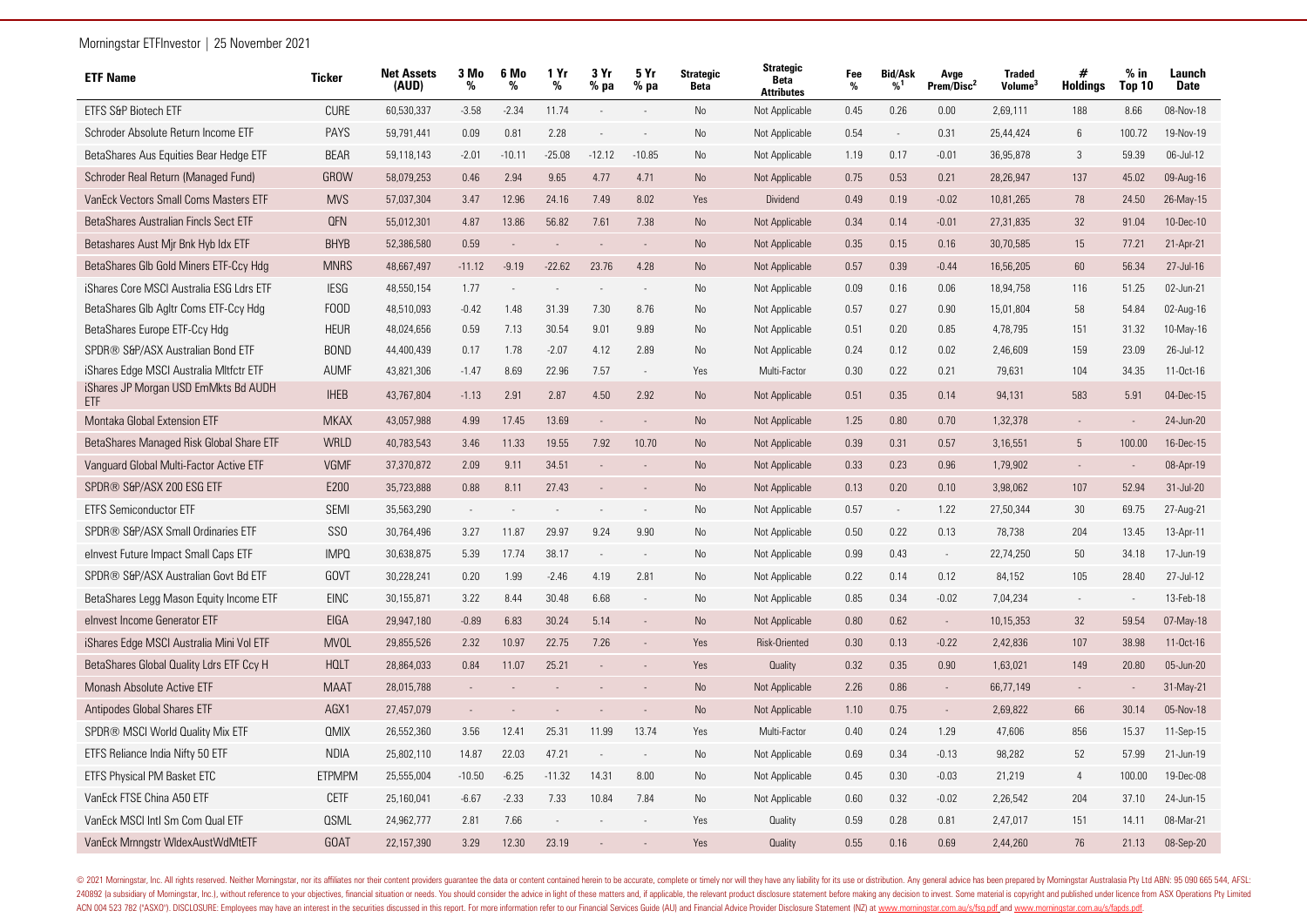| ETF Name | Ticker | Net Assets (AUD) | 3 Mo % | 6 Mo % | 1 Yr % | 3 Yr % pa | 5 Yr % pa | Strategic Beta | Strategic Beta Attributes | Fee % | Bid/Ask %[1] | Avge Prem/Disc[2] | Traded Volume[3] | # Holdings | % in Top 10 | Launch Date |
|---|---|---|---|---|---|---|---|---|---|---|---|---|---|---|---|---|
| ETFS S&P Biotech ETF | CURE | 60,530,337 | -3.58 | -2.34 | 11.74 | - | - | No | Not Applicable | 0.45 | 0.26 | 0.00 | 2,69,111 | 188 | 8.66 | 08-Nov-18 |
| Schroder Absolute Return Income ETF | PAYS | 59,791,441 | 0.09 | 0.81 | 2.28 | - | - | No | Not Applicable | 0.54 | - | 0.31 | 25,44,424 | 6 | 100.72 | 19-Nov-19 |
| BetaShares Aus Equities Bear Hedge ETF | BEAR | 59,118,143 | -2.01 | -10.11 | -25.08 | -12.12 | -10.85 | No | Not Applicable | 1.19 | 0.17 | -0.01 | 36,95,878 | 3 | 59.39 | 06-Jul-12 |
| Schroder Real Return (Managed Fund) | GROW | 58,079,253 | 0.46 | 2.94 | 9.65 | 4.77 | 4.71 | No | Not Applicable | 0.75 | 0.53 | 0.21 | 28,26,947 | 137 | 45.02 | 09-Aug-16 |
| VanEck Vectors Small Coms Masters ETF | MVS | 57,037,304 | 3.47 | 12.96 | 24.16 | 7.49 | 8.02 | Yes | Dividend | 0.49 | 0.19 | -0.02 | 10,81,265 | 78 | 24.50 | 26-May-15 |
| BetaShares Australian Fincls Sect ETF | QFN | 55,012,301 | 4.87 | 13.86 | 56.82 | 7.61 | 7.38 | No | Not Applicable | 0.34 | 0.14 | -0.01 | 27,31,835 | 32 | 91.04 | 10-Dec-10 |
| Betashares Aust Mjr Bnk Hyb Idx ETF | BHYB | 52,386,580 | 0.59 | - | - | - | - | No | Not Applicable | 0.35 | 0.15 | 0.16 | 30,70,585 | 15 | 77.21 | 21-Apr-21 |
| BetaShares Glb Gold Miners ETF-Ccy Hdg | MNRS | 48,667,497 | -11.12 | -9.19 | -22.62 | 23.76 | 4.28 | No | Not Applicable | 0.57 | 0.39 | -0.44 | 16,56,205 | 60 | 56.34 | 27-Jul-16 |
| iShares Core MSCI Australia ESG Ldrs ETF | IESG | 48,550,154 | 1.77 | - | - | - | - | No | Not Applicable | 0.09 | 0.16 | 0.06 | 18,94,758 | 116 | 51.25 | 02-Jun-21 |
| BetaShares Glb Agltr Coms ETF-Ccy Hdg | FOOD | 48,510,093 | -0.42 | 1.48 | 31.39 | 7.30 | 8.76 | No | Not Applicable | 0.57 | 0.27 | 0.90 | 15,01,804 | 58 | 54.84 | 02-Aug-16 |
| BetaShares Europe ETF-Ccy Hdg | HEUR | 48,024,656 | 0.59 | 7.13 | 30.54 | 9.01 | 9.89 | No | Not Applicable | 0.51 | 0.20 | 0.85 | 4,78,795 | 151 | 31.32 | 10-May-16 |
| SPDR® S&P/ASX Australian Bond ETF | BOND | 44,400,439 | 0.17 | 1.78 | -2.07 | 4.12 | 2.89 | No | Not Applicable | 0.24 | 0.12 | 0.02 | 2,46,609 | 159 | 23.09 | 26-Jul-12 |
| iShares Edge MSCI Australia Mltfctr ETF | AUMF | 43,821,306 | -1.47 | 8.69 | 22.96 | 7.57 | - | Yes | Multi-Factor | 0.30 | 0.22 | 0.21 | 79,631 | 104 | 34.35 | 11-Oct-16 |
| iShares JP Morgan USD EmMkts Bd AUDH ETF | IHEB | 43,767,804 | -1.13 | 2.91 | 2.87 | 4.50 | 2.92 | No | Not Applicable | 0.51 | 0.35 | 0.14 | 94,131 | 583 | 5.91 | 04-Dec-15 |
| Montaka Global Extension ETF | MKAX | 43,057,988 | 4.99 | 17.45 | 13.69 | - | - | No | Not Applicable | 1.25 | 0.80 | 0.70 | 1,32,378 | - | - | 24-Jun-20 |
| BetaShares Managed Risk Global Share ETF | WRLD | 40,783,543 | 3.46 | 11.33 | 19.55 | 7.92 | 10.70 | No | Not Applicable | 0.39 | 0.31 | 0.57 | 3,16,551 | 5 | 100.00 | 16-Dec-15 |
| Vanguard Global Multi-Factor Active ETF | VGMF | 37,370,872 | 2.09 | 9.11 | 34.51 | - | - | No | Not Applicable | 0.33 | 0.23 | 0.96 | 1,79,902 | - | - | 08-Apr-19 |
| SPDR® S&P/ASX 200 ESG ETF | E200 | 35,723,888 | 0.88 | 8.11 | 27.43 | - | - | No | Not Applicable | 0.13 | 0.20 | 0.10 | 3,98,062 | 107 | 52.94 | 31-Jul-20 |
| ETFS Semiconductor ETF | SEMI | 35,563,290 | - | - | - | - | - | No | Not Applicable | 0.57 | - | 1.22 | 27,50,344 | 30 | 69.75 | 27-Aug-21 |
| SPDR® S&P/ASX Small Ordinaries ETF | SSO | 30,764,496 | 3.27 | 11.87 | 29.97 | 9.24 | 9.90 | No | Not Applicable | 0.50 | 0.22 | 0.13 | 78,738 | 204 | 13.45 | 13-Apr-11 |
| eInvest Future Impact Small Caps ETF | IMPQ | 30,638,875 | 5.39 | 17.74 | 38.17 | - | - | No | Not Applicable | 0.99 | 0.43 | - | 22,74,250 | 50 | 34.18 | 17-Jun-19 |
| SPDR® S&P/ASX Australian Govt Bd ETF | GOVT | 30,228,241 | 0.20 | 1.99 | -2.46 | 4.19 | 2.81 | No | Not Applicable | 0.22 | 0.14 | 0.12 | 84,152 | 105 | 28.40 | 27-Jul-12 |
| BetaShares Legg Mason Equity Income ETF | EINC | 30,155,871 | 3.22 | 8.44 | 30.48 | 6.68 | - | No | Not Applicable | 0.85 | 0.34 | -0.02 | 7,04,234 | - | - | 13-Feb-18 |
| eInvest Income Generator ETF | EIGA | 29,947,180 | -0.89 | 6.83 | 30.24 | 5.14 | - | No | Not Applicable | 0.80 | 0.62 | - | 10,15,353 | 32 | 59.54 | 07-May-18 |
| iShares Edge MSCI Australia Mini Vol ETF | MVOL | 29,855,526 | 2.32 | 10.97 | 22.75 | 7.26 | - | Yes | Risk-Oriented | 0.30 | 0.13 | -0.22 | 2,42,836 | 107 | 38.98 | 11-Oct-16 |
| BetaShares Global Quality Ldrs ETF Ccy H | HQLT | 28,864,033 | 0.84 | 11.07 | 25.21 | - | - | Yes | Quality | 0.32 | 0.35 | 0.90 | 1,63,021 | 149 | 20.80 | 05-Jun-20 |
| Monash Absolute Active ETF | MAAT | 28,015,788 | - | - | - | - | - | No | Not Applicable | 2.26 | 0.86 | - | 66,77,149 | - | - | 31-May-21 |
| Antipodes Global Shares ETF | AGX1 | 27,457,079 | - | - | - | - | - | No | Not Applicable | 1.10 | 0.75 | - | 2,69,822 | 66 | 30.14 | 05-Nov-18 |
| SPDR® MSCI World Quality Mix ETF | QMIX | 26,552,360 | 3.56 | 12.41 | 25.31 | 11.99 | 13.74 | Yes | Multi-Factor | 0.40 | 0.24 | 1.29 | 47,606 | 856 | 15.37 | 11-Sep-15 |
| ETFS Reliance India Nifty 50 ETF | NDIA | 25,802,110 | 14.87 | 22.03 | 47.21 | - | - | No | Not Applicable | 0.69 | 0.34 | -0.13 | 98,282 | 52 | 57.99 | 21-Jun-19 |
| ETFS Physical PM Basket ETC | ETPMPM | 25,555,004 | -10.50 | -6.25 | -11.32 | 14.31 | 8.00 | No | Not Applicable | 0.45 | 0.30 | -0.03 | 21,219 | 4 | 100.00 | 19-Dec-08 |
| VanEck FTSE China A50 ETF | CETF | 25,160,041 | -6.67 | -2.33 | 7.33 | 10.84 | 7.84 | No | Not Applicable | 0.60 | 0.32 | -0.02 | 2,26,542 | 204 | 37.10 | 24-Jun-15 |
| VanEck MSCI Intl Sm Com Qual ETF | QSML | 24,962,777 | 2.81 | 7.66 | - | - | - | Yes | Quality | 0.59 | 0.28 | 0.81 | 2,47,017 | 151 | 14.11 | 08-Mar-21 |
| VanEck Mrnngstr WldexAustWdMtETF | GOAT | 22,157,390 | 3.29 | 12.30 | 23.19 | - | - | Yes | Quality | 0.55 | 0.16 | 0.69 | 2,44,260 | 76 | 21.13 | 08-Sep-20 |

© 2021 Morningstar, Inc. All rights reserved. Neither Morningstar, nor its affiliates nor their content providers guarantee the data or content contained herein to be accurate, complete or timely nor will they have any liability for its use or distribution. Any general advice has been prepared by Morningstar Australasia Pty Ltd ABN: 95 090 665 544, AFSL: 240892 (a subsidiary of Morningstar, Inc.), without reference to your objectives, financial situation or needs. You should consider the advice in light of these matters and, if applicable, the relevant product disclosure statement before making any decision to invest. Some material is copyright and published under licence from ASX Operations Pty Limited ACN 004 523 782 ("ASXO"). DISCLOSURE: Employees may have an interest in the securities discussed in this report. For more information refer to our Financial Services Guide (AU) and Financial Advice Provider Disclosure Statement (NZ) at www.morningstar.com.au/s/fsg.pdf and www.morningstar.com.au/s/fapds.pdf.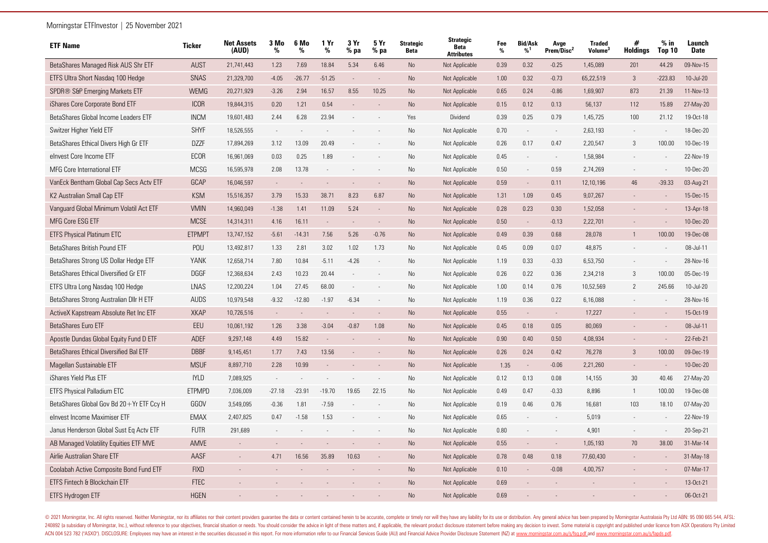| ETF Name | Ticker | Net Assets (AUD) | 3 Mo % | 6 Mo % | 1 Yr % | 3 Yr % pa | 5 Yr % pa | Strategic Beta | Strategic Beta Attributes | Fee % | Bid/Ask %[1] | Avge Prem/Disc[2] | Traded Volume[3] | # Holdings | % in Top 10 | Launch Date |
|---|---|---|---|---|---|---|---|---|---|---|---|---|---|---|---|---|
| BetaShares Managed Risk AUS Shr ETF | AUST | 21,741,443 | 1.23 | 7.69 | 18.84 | 5.34 | 6.46 | No | Not Applicable | 0.39 | 0.32 | -0.25 | 1,45,089 | 201 | 44.29 | 09-Nov-15 |
| ETFS Ultra Short Nasdaq 100 Hedge | SNAS | 21,329,700 | -4.05 | -26.77 | -51.25 | - | - | No | Not Applicable | 1.00 | 0.32 | -0.73 | 65,22,519 | 3 | -223.83 | 10-Jul-20 |
| SPDR® S&P Emerging Markets ETF | WEMG | 20,271,929 | -3.26 | 2.94 | 16.57 | 8.55 | 10.25 | No | Not Applicable | 0.65 | 0.24 | -0.86 | 1,69,907 | 873 | 21.39 | 11-Nov-13 |
| iShares Core Corporate Bond ETF | ICOR | 19,844,315 | 0.20 | 1.21 | 0.54 | - | - | No | Not Applicable | 0.15 | 0.12 | 0.13 | 56,137 | 112 | 15.89 | 27-May-20 |
| BetaShares Global Income Leaders ETF | INCM | 19,601,483 | 2.44 | 6.28 | 23.94 | - | - | Yes | Dividend | 0.39 | 0.25 | 0.79 | 1,45,725 | 100 | 21.12 | 19-Oct-18 |
| Switzer Higher Yield ETF | SHYF | 18,526,555 | - | - | - | - | - | No | Not Applicable | 0.70 | - | - | 2,63,193 | - | - | 18-Dec-20 |
| BetaShares Ethical Divers High Gr ETF | DZZF | 17,894,269 | 3.12 | 13.09 | 20.49 | - | - | No | Not Applicable | 0.26 | 0.17 | 0.47 | 2,20,547 | 3 | 100.00 | 10-Dec-19 |
| eInvest Core Income ETF | ECOR | 16,961,069 | 0.03 | 0.25 | 1.89 | - | - | No | Not Applicable | 0.45 | - | - | 1,58,984 | - | - | 22-Nov-19 |
| MFG Core International ETF | MCSG | 16,595,978 | 2.08 | 13.78 | - | - | - | No | Not Applicable | 0.50 | - | 0.59 | 2,74,269 | - | - | 10-Dec-20 |
| VanEck Bentham Global Cap Secs Actv ETF | GCAP | 16,046,597 | - | - | - | - | - | No | Not Applicable | 0.59 | - | 0.11 | 12,10,196 | 46 | -39.33 | 03-Aug-21 |
| K2 Australian Small Cap ETF | KSM | 15,516,357 | 3.79 | 15.33 | 38.71 | 8.23 | 6.87 | No | Not Applicable | 1.31 | 1.09 | 0.45 | 9,07,267 | - | - | 15-Dec-15 |
| Vanguard Global Minimum Volatil Act ETF | VMIN | 14,960,049 | -1.38 | 1.41 | 11.09 | 5.24 | - | No | Not Applicable | 0.28 | 0.23 | 0.30 | 1,52,058 | - | - | 13-Apr-18 |
| MFG Core ESG ETF | MCSE | 14,314,311 | 4.16 | 16.11 | - | - | - | No | Not Applicable | 0.50 | - | -0.13 | 2,22,701 | - | - | 10-Dec-20 |
| ETFS Physical Platinum ETC | ETPMPT | 13,747,152 | -5.61 | -14.31 | 7.56 | 5.26 | -0.76 | No | Not Applicable | 0.49 | 0.39 | 0.68 | 28,078 | 1 | 100.00 | 19-Dec-08 |
| BetaShares British Pound ETF | POU | 13,492,817 | 1.33 | 2.81 | 3.02 | 1.02 | 1.73 | No | Not Applicable | 0.45 | 0.09 | 0.07 | 48,875 | - | - | 08-Jul-11 |
| BetaShares Strong US Dollar Hedge ETF | YANK | 12,658,714 | 7.80 | 10.84 | -5.11 | -4.26 | - | No | Not Applicable | 1.19 | 0.33 | -0.33 | 6,53,750 | - | - | 28-Nov-16 |
| BetaShares Ethical Diversified Gr ETF | DGGF | 12,368,634 | 2.43 | 10.23 | 20.44 | - | - | No | Not Applicable | 0.26 | 0.22 | 0.36 | 2,34,218 | 3 | 100.00 | 05-Dec-19 |
| ETFS Ultra Long Nasdaq 100 Hedge | LNAS | 12,200,224 | 1.04 | 27.45 | 68.00 | - | - | No | Not Applicable | 1.00 | 0.14 | 0.76 | 10,52,569 | 2 | 245.66 | 10-Jul-20 |
| BetaShares Strong Australian Dllr H ETF | AUDS | 10,979,548 | -9.32 | -12.80 | -1.97 | -6.34 | - | No | Not Applicable | 1.19 | 0.36 | 0.22 | 6,16,088 | - | - | 28-Nov-16 |
| ActiveX Kapstream Absolute Ret Inc ETF | XKAP | 10,726,516 | - | - | - | - | - | No | Not Applicable | 0.55 | - | - | 17,227 | - | - | 15-Oct-19 |
| BetaShares Euro ETF | EEU | 10,061,192 | 1.26 | 3.38 | -3.04 | -0.87 | 1.08 | No | Not Applicable | 0.45 | 0.18 | 0.05 | 80,069 | - | - | 08-Jul-11 |
| Apostle Dundas Global Equity Fund D ETF | ADEF | 9,297,148 | 4.49 | 15.82 | - | - | - | No | Not Applicable | 0.90 | 0.40 | 0.50 | 4,08,934 | - | - | 22-Feb-21 |
| BetaShares Ethical Diversified Bal ETF | DBBF | 9,145,451 | 1.77 | 7.43 | 13.56 | - | - | No | Not Applicable | 0.26 | 0.24 | 0.42 | 76,278 | 3 | 100.00 | 09-Dec-19 |
| Magellan Sustainable ETF | MSUF | 8,897,710 | 2.28 | 10.99 | - | - | - | No | Not Applicable | 1.35 | - | -0.06 | 2,21,260 | - | - | 10-Dec-20 |
| iShares Yield Plus ETF | IYLD | 7,089,925 | - | - | - | - | - | No | Not Applicable | 0.12 | 0.13 | 0.08 | 14,155 | 30 | 40.46 | 27-May-20 |
| ETFS Physical Palladium ETC | ETPMPD | 7,036,009 | -27.18 | -23.91 | -19.70 | 19.65 | 22.15 | No | Not Applicable | 0.49 | 0.47 | -0.33 | 8,896 | 1 | 100.00 | 19-Dec-08 |
| BetaShares Global Gov Bd 20+Yr ETF Ccy H | GGOV | 3,549,095 | -0.36 | 1.81 | -7.59 | - | - | No | Not Applicable | 0.19 | 0.46 | 0.76 | 16,681 | 103 | 18.10 | 07-May-20 |
| eInvest Income Maximiser ETF | EMAX | 2,407,825 | 0.47 | -1.58 | 1.53 | - | - | No | Not Applicable | 0.65 | - | - | 5,019 | - | - | 22-Nov-19 |
| Janus Henderson Global Sust Eq Actv ETF | FUTR | 291,689 | - | - | - | - | - | No | Not Applicable | 0.80 | - | - | 4,901 | - | - | 20-Sep-21 |
| AB Managed Volatility Equities ETF MVE | AMVE | - | - | - | - | - | - | No | Not Applicable | 0.55 | - | - | 1,05,193 | 70 | 38.00 | 31-Mar-14 |
| Airlie Australian Share ETF | AASF | - | 4.71 | 16.56 | 35.89 | 10.63 | - | No | Not Applicable | 0.78 | 0.48 | 0.18 | 77,60,430 | - | - | 31-May-18 |
| Coolabah Active Composite Bond Fund ETF | FIXD | - | - | - | - | - | - | No | Not Applicable | 0.10 | - | -0.08 | 4,00,757 | - | - | 07-Mar-17 |
| ETFS Fintech & Blockchain ETF | FTEC | - | - | - | - | - | - | No | Not Applicable | 0.69 | - | - | - | - | - | 13-Oct-21 |
| ETFS Hydrogen ETF | HGEN | - | - | - | - | - | - | No | Not Applicable | 0.69 | - | - | - | - | - | 06-Oct-21 |

© 2021 Morningstar, Inc. All rights reserved. Neither Morningstar, nor its affiliates nor their content providers guarantee the data or content contained herein to be accurate, complete or timely nor will they have any liability for its use or distribution. Any general advice has been prepared by Morningstar Australasia Pty Ltd ABN: 95 090 665 544, AFSL: 240892 (a subsidiary of Morningstar, Inc.), without reference to your objectives, financial situation or needs. You should consider the advice in light of these matters and, if applicable, the relevant product disclosure statement before making any decision to invest. Some material is copyright and published under licence from ASX Operations Pty Limited ACN 004 523 782 ("ASXO"). DISCLOSURE: Employees may have an interest in the securities discussed in this report. For more information refer to our Financial Services Guide (AU) and Financial Advice Provider Disclosure Statement (NZ) at www.morningstar.com.au/s/fsg.pdf and www.morningstar.com.au/s/fapds.pdf.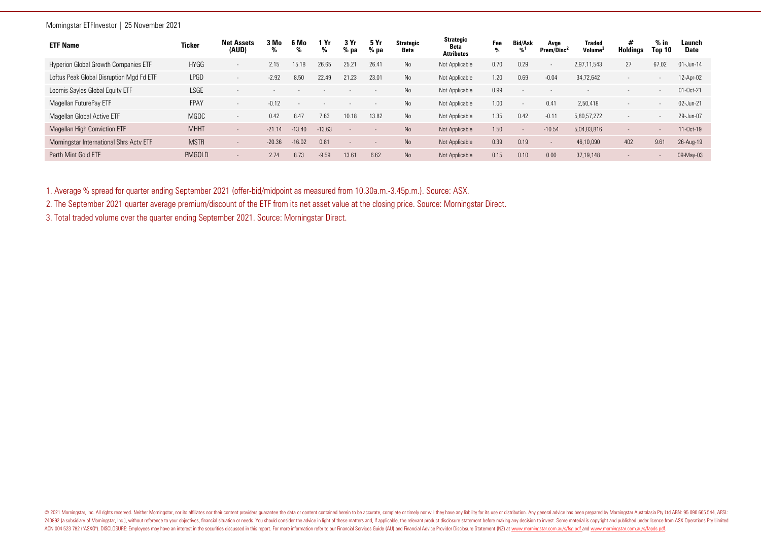| ETF Name | Ticker | Net Assets (AUD) | 3 Mo % | 6 Mo % | 1 Yr % | 3 Yr % pa | 5 Yr % pa | Strategic Beta | Strategic Beta Attributes | Fee % | Bid/Ask %[1] | Avge Prem/Disc[2] | Traded Volume[3] | # Holdings | % in Top 10 | Launch Date |
|---|---|---|---|---|---|---|---|---|---|---|---|---|---|---|---|---|
| Hyperion Global Growth Companies ETF | HYGG | - | 2.15 | 15.18 | 26.65 | 25.21 | 26.41 | No | Not Applicable | 0.70 | 0.29 | - | 2,97,11,543 | 27 | 67.02 | 01-Jun-14 |
| Loftus Peak Global Disruption Mgd Fd ETF | LPGD | - | -2.92 | 8.50 | 22.49 | 21.23 | 23.01 | No | Not Applicable | 1.20 | 0.69 | -0.04 | 34,72,642 | - | - | 12-Apr-02 |
| Loomis Sayles Global Equity ETF | LSGE | - | - | - | - | - | - | No | Not Applicable | 0.99 | - | - | - | - | - | 01-Oct-21 |
| Magellan FuturePay ETF | FPAY | - | -0.12 | - | - | - | - | No | Not Applicable | 1.00 | - | 0.41 | 2,50,418 | - | - | 02-Jun-21 |
| Magellan Global Active ETF | MGOC | - | 0.42 | 8.47 | 7.63 | 10.18 | 13.82 | No | Not Applicable | 1.35 | 0.42 | -0.11 | 5,80,57,272 | - | - | 29-Jun-07 |
| Magellan High Conviction ETF | MHHT | - | -21.14 | -13.40 | -13.63 | - | - | No | Not Applicable | 1.50 | - | -10.54 | 5,04,83,816 | - | - | 11-Oct-19 |
| Morningstar International Shrs Actv ETF | MSTR | - | -20.36 | -16.02 | 0.81 | - | - | No | Not Applicable | 0.39 | 0.19 | - | 46,10,090 | 402 | 9.61 | 26-Aug-19 |
| Perth Mint Gold ETF | PMGOLD | - | 2.74 | 8.73 | -9.59 | 13.61 | 6.62 | No | Not Applicable | 0.15 | 0.10 | 0.00 | 37,19,148 | - | - | 09-May-03 |

1. Average % spread for quarter ending September 2021 (offer-bid/midpoint as measured from 10.30a.m.-3.45p.m.). Source: ASX.

2. The September 2021 quarter average premium/discount of the ETF from its net asset value at the closing price. Source: Morningstar Direct.

3. Total traded volume over the quarter ending September 2021. Source: Morningstar Direct.

© 2021 Morningstar, Inc. All rights reserved. Neither Morningstar, nor its affiliates nor their content providers guarantee the data or content contained herein to be accurate, complete or timely nor will they have any liability for its use or distribution. Any general advice has been prepared by Morningstar Australasia Pty Ltd ABN: 95 090 665 544, AFSL: 240892 (a subsidiary of Morningstar, Inc.), without reference to your objectives, financial situation or needs. You should consider the advice in light of these matters and, if applicable, the relevant product disclosure statement before making any decision to invest. Some material is copyright and published under licence from ASX Operations Pty Limited ACN 004 523 782 ("ASXO"). DISCLOSURE: Employees may have an interest in the securities discussed in this report. For more information refer to our Financial Services Guide (AU) and Financial Advice Provider Disclosure Statement (NZ) at www.morningstar.com.au/s/fsg.pdf and www.morningstar.com.au/s/fapds.pdf.